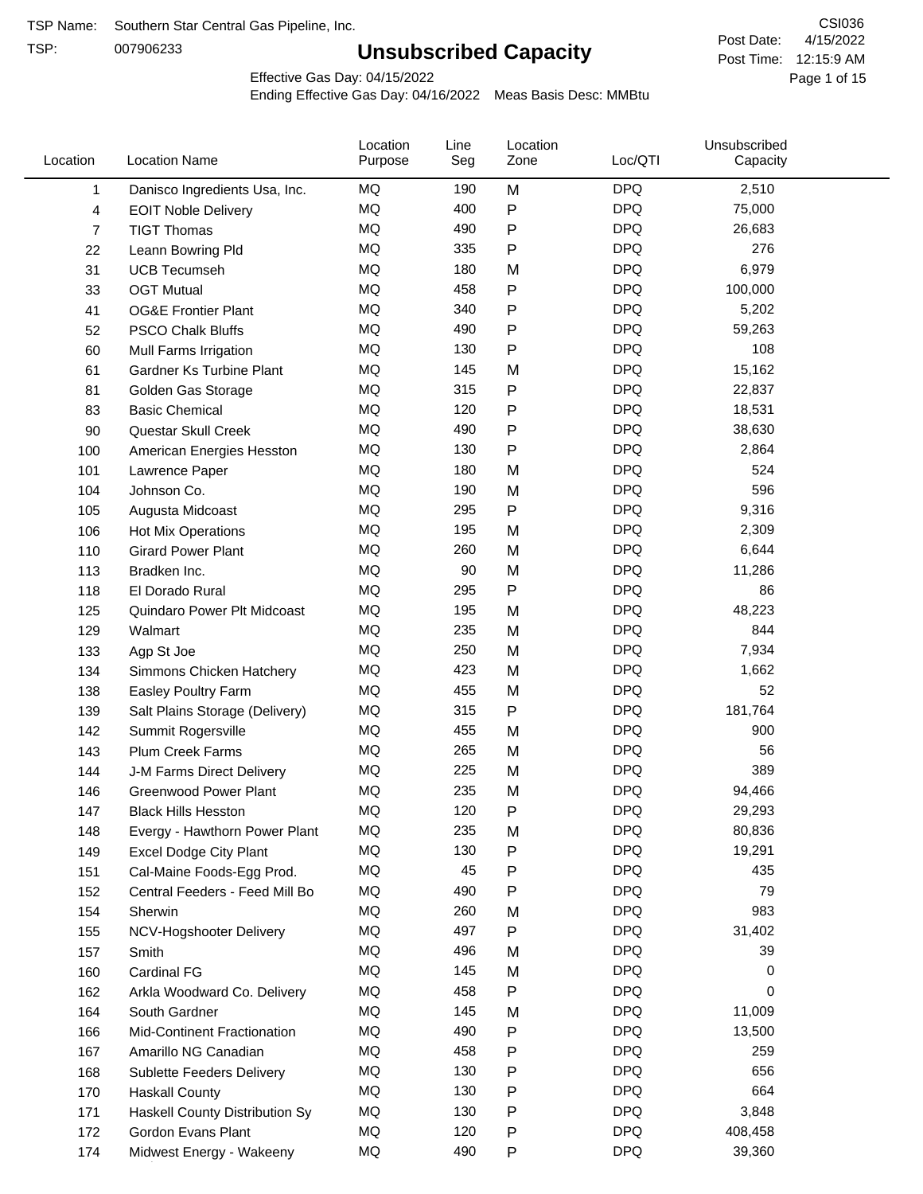TSP Name: Southern Star Central Gas Pipeline, Inc.

TSP: 007906233

# Unsubscribed Capacity

CSI036

Post Date: 4/15/2022

Post Time: 12:15:9 AM

Effective Gas Day: 04/15/2022

Ending Effective Gas Day: 04/16/2022 Meas Basis Desc: MMBtu

| Location | Location Name | Location Purpose | Line Seg | Location Zone | Loc/QTI | Unsubscribed Capacity |
|---|---|---|---|---|---|---|
| 1 | Danisco Ingredients Usa, Inc. | MQ | 190 | M | DPQ | 2,510 |
| 4 | EOIT Noble Delivery | MQ | 400 | P | DPQ | 75,000 |
| 7 | TIGT Thomas | MQ | 490 | P | DPQ | 26,683 |
| 22 | Leann Bowring Pld | MQ | 335 | P | DPQ | 276 |
| 31 | UCB Tecumseh | MQ | 180 | M | DPQ | 6,979 |
| 33 | OGT Mutual | MQ | 458 | P | DPQ | 100,000 |
| 41 | OG&E Frontier Plant | MQ | 340 | P | DPQ | 5,202 |
| 52 | PSCO Chalk Bluffs | MQ | 490 | P | DPQ | 59,263 |
| 60 | Mull Farms Irrigation | MQ | 130 | P | DPQ | 108 |
| 61 | Gardner Ks Turbine Plant | MQ | 145 | M | DPQ | 15,162 |
| 81 | Golden Gas Storage | MQ | 315 | P | DPQ | 22,837 |
| 83 | Basic Chemical | MQ | 120 | P | DPQ | 18,531 |
| 90 | Questar Skull Creek | MQ | 490 | P | DPQ | 38,630 |
| 100 | American Energies Hesston | MQ | 130 | P | DPQ | 2,864 |
| 101 | Lawrence Paper | MQ | 180 | M | DPQ | 524 |
| 104 | Johnson Co. | MQ | 190 | M | DPQ | 596 |
| 105 | Augusta Midcoast | MQ | 295 | P | DPQ | 9,316 |
| 106 | Hot Mix Operations | MQ | 195 | M | DPQ | 2,309 |
| 110 | Girard Power Plant | MQ | 260 | M | DPQ | 6,644 |
| 113 | Bradken Inc. | MQ | 90 | M | DPQ | 11,286 |
| 118 | El Dorado Rural | MQ | 295 | P | DPQ | 86 |
| 125 | Quindaro Power Plt Midcoast | MQ | 195 | M | DPQ | 48,223 |
| 129 | Walmart | MQ | 235 | M | DPQ | 844 |
| 133 | Agp St Joe | MQ | 250 | M | DPQ | 7,934 |
| 134 | Simmons Chicken Hatchery | MQ | 423 | M | DPQ | 1,662 |
| 138 | Easley Poultry Farm | MQ | 455 | M | DPQ | 52 |
| 139 | Salt Plains Storage (Delivery) | MQ | 315 | P | DPQ | 181,764 |
| 142 | Summit Rogersville | MQ | 455 | M | DPQ | 900 |
| 143 | Plum Creek Farms | MQ | 265 | M | DPQ | 56 |
| 144 | J-M Farms Direct Delivery | MQ | 225 | M | DPQ | 389 |
| 146 | Greenwood Power Plant | MQ | 235 | M | DPQ | 94,466 |
| 147 | Black Hills Hesston | MQ | 120 | P | DPQ | 29,293 |
| 148 | Evergy - Hawthorn Power Plant | MQ | 235 | M | DPQ | 80,836 |
| 149 | Excel Dodge City Plant | MQ | 130 | P | DPQ | 19,291 |
| 151 | Cal-Maine Foods-Egg Prod. | MQ | 45 | P | DPQ | 435 |
| 152 | Central Feeders - Feed Mill Bo | MQ | 490 | P | DPQ | 79 |
| 154 | Sherwin | MQ | 260 | M | DPQ | 983 |
| 155 | NCV-Hogshooter Delivery | MQ | 497 | P | DPQ | 31,402 |
| 157 | Smith | MQ | 496 | M | DPQ | 39 |
| 160 | Cardinal FG | MQ | 145 | M | DPQ | 0 |
| 162 | Arkla Woodward Co. Delivery | MQ | 458 | P | DPQ | 0 |
| 164 | South Gardner | MQ | 145 | M | DPQ | 11,009 |
| 166 | Mid-Continent Fractionation | MQ | 490 | P | DPQ | 13,500 |
| 167 | Amarillo NG Canadian | MQ | 458 | P | DPQ | 259 |
| 168 | Sublette Feeders Delivery | MQ | 130 | P | DPQ | 656 |
| 170 | Haskall County | MQ | 130 | P | DPQ | 664 |
| 171 | Haskall County Distribution Sy | MQ | 130 | P | DPQ | 3,848 |
| 172 | Gordon Evans Plant | MQ | 120 | P | DPQ | 408,458 |
| 174 | Midwest Energy - Wakeeny | MQ | 490 | P | DPQ | 39,360 |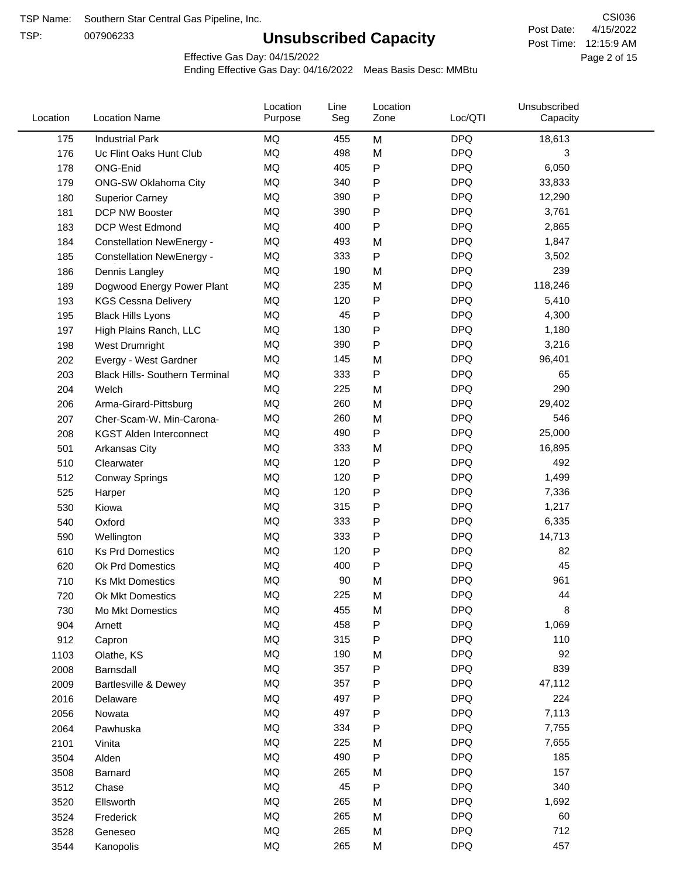TSP Name: Southern Star Central Gas Pipeline, Inc.

TSP: 007906233

# Unsubscribed Capacity

CSI036

Post Date: 4/15/2022

Post Time: 12:15:9 AM

Effective Gas Day: 04/15/2022

Ending Effective Gas Day: 04/16/2022 Meas Basis Desc: MMBtu

| Location | Location Name | Location Purpose | Line Seg | Location Zone | Loc/QTI | Unsubscribed Capacity |
|---|---|---|---|---|---|---|
| 175 | Industrial Park | MQ | 455 | M | DPQ | 18,613 |
| 176 | Uc Flint Oaks Hunt Club | MQ | 498 | M | DPQ | 3 |
| 178 | ONG-Enid | MQ | 405 | P | DPQ | 6,050 |
| 179 | ONG-SW Oklahoma City | MQ | 340 | P | DPQ | 33,833 |
| 180 | Superior Carney | MQ | 390 | P | DPQ | 12,290 |
| 181 | DCP NW Booster | MQ | 390 | P | DPQ | 3,761 |
| 183 | DCP West Edmond | MQ | 400 | P | DPQ | 2,865 |
| 184 | Constellation NewEnergy - | MQ | 493 | M | DPQ | 1,847 |
| 185 | Constellation NewEnergy - | MQ | 333 | P | DPQ | 3,502 |
| 186 | Dennis Langley | MQ | 190 | M | DPQ | 239 |
| 189 | Dogwood Energy Power Plant | MQ | 235 | M | DPQ | 118,246 |
| 193 | KGS Cessna Delivery | MQ | 120 | P | DPQ | 5,410 |
| 195 | Black Hills Lyons | MQ | 45 | P | DPQ | 4,300 |
| 197 | High Plains Ranch, LLC | MQ | 130 | P | DPQ | 1,180 |
| 198 | West Drumright | MQ | 390 | P | DPQ | 3,216 |
| 202 | Evergy - West Gardner | MQ | 145 | M | DPQ | 96,401 |
| 203 | Black Hills- Southern Terminal | MQ | 333 | P | DPQ | 65 |
| 204 | Welch | MQ | 225 | M | DPQ | 290 |
| 206 | Arma-Girard-Pittsburg | MQ | 260 | M | DPQ | 29,402 |
| 207 | Cher-Scam-W. Min-Carona- | MQ | 260 | M | DPQ | 546 |
| 208 | KGST Alden Interconnect | MQ | 490 | P | DPQ | 25,000 |
| 501 | Arkansas City | MQ | 333 | M | DPQ | 16,895 |
| 510 | Clearwater | MQ | 120 | P | DPQ | 492 |
| 512 | Conway Springs | MQ | 120 | P | DPQ | 1,499 |
| 525 | Harper | MQ | 120 | P | DPQ | 7,336 |
| 530 | Kiowa | MQ | 315 | P | DPQ | 1,217 |
| 540 | Oxford | MQ | 333 | P | DPQ | 6,335 |
| 590 | Wellington | MQ | 333 | P | DPQ | 14,713 |
| 610 | Ks Prd Domestics | MQ | 120 | P | DPQ | 82 |
| 620 | Ok Prd Domestics | MQ | 400 | P | DPQ | 45 |
| 710 | Ks Mkt Domestics | MQ | 90 | M | DPQ | 961 |
| 720 | Ok Mkt Domestics | MQ | 225 | M | DPQ | 44 |
| 730 | Mo Mkt Domestics | MQ | 455 | M | DPQ | 8 |
| 904 | Arnett | MQ | 458 | P | DPQ | 1,069 |
| 912 | Capron | MQ | 315 | P | DPQ | 110 |
| 1103 | Olathe, KS | MQ | 190 | M | DPQ | 92 |
| 2008 | Barnsdall | MQ | 357 | P | DPQ | 839 |
| 2009 | Bartlesville & Dewey | MQ | 357 | P | DPQ | 47,112 |
| 2016 | Delaware | MQ | 497 | P | DPQ | 224 |
| 2056 | Nowata | MQ | 497 | P | DPQ | 7,113 |
| 2064 | Pawhuska | MQ | 334 | P | DPQ | 7,755 |
| 2101 | Vinita | MQ | 225 | M | DPQ | 7,655 |
| 3504 | Alden | MQ | 490 | P | DPQ | 185 |
| 3508 | Barnard | MQ | 265 | M | DPQ | 157 |
| 3512 | Chase | MQ | 45 | P | DPQ | 340 |
| 3520 | Ellsworth | MQ | 265 | M | DPQ | 1,692 |
| 3524 | Frederick | MQ | 265 | M | DPQ | 60 |
| 3528 | Geneseo | MQ | 265 | M | DPQ | 712 |
| 3544 | Kanopolis | MQ | 265 | M | DPQ | 457 |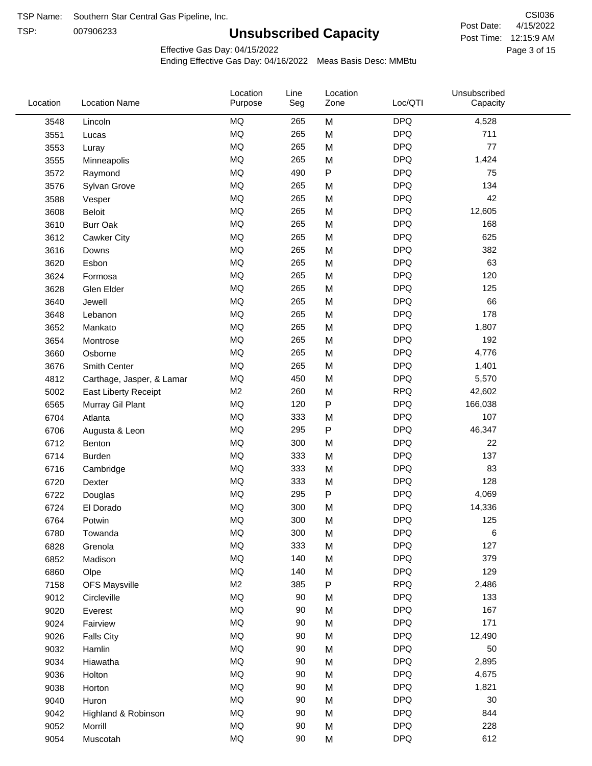TSP Name: Southern Star Central Gas Pipeline, Inc.

TSP: 007906233

CSI036

Post Date: 4/15/2022

Post Time: 12:15:9 AM

# Unsubscribed Capacity

Effective Gas Day: 04/15/2022

Ending Effective Gas Day: 04/16/2022 Meas Basis Desc: MMBtu

| Location | Location Name | Location Purpose | Line Seg | Location Zone | Loc/QTI | Unsubscribed Capacity |
|---|---|---|---|---|---|---|
| 3548 | Lincoln | MQ | 265 | M | DPQ | 4,528 |
| 3551 | Lucas | MQ | 265 | M | DPQ | 711 |
| 3553 | Luray | MQ | 265 | M | DPQ | 77 |
| 3555 | Minneapolis | MQ | 265 | M | DPQ | 1,424 |
| 3572 | Raymond | MQ | 490 | P | DPQ | 75 |
| 3576 | Sylvan Grove | MQ | 265 | M | DPQ | 134 |
| 3588 | Vesper | MQ | 265 | M | DPQ | 42 |
| 3608 | Beloit | MQ | 265 | M | DPQ | 12,605 |
| 3610 | Burr Oak | MQ | 265 | M | DPQ | 168 |
| 3612 | Cawker City | MQ | 265 | M | DPQ | 625 |
| 3616 | Downs | MQ | 265 | M | DPQ | 382 |
| 3620 | Esbon | MQ | 265 | M | DPQ | 63 |
| 3624 | Formosa | MQ | 265 | M | DPQ | 120 |
| 3628 | Glen Elder | MQ | 265 | M | DPQ | 125 |
| 3640 | Jewell | MQ | 265 | M | DPQ | 66 |
| 3648 | Lebanon | MQ | 265 | M | DPQ | 178 |
| 3652 | Mankato | MQ | 265 | M | DPQ | 1,807 |
| 3654 | Montrose | MQ | 265 | M | DPQ | 192 |
| 3660 | Osborne | MQ | 265 | M | DPQ | 4,776 |
| 3676 | Smith Center | MQ | 265 | M | DPQ | 1,401 |
| 4812 | Carthage, Jasper, & Lamar | MQ | 450 | M | DPQ | 5,570 |
| 5002 | East Liberty Receipt | M2 | 260 | M | RPQ | 42,602 |
| 6565 | Murray Gil Plant | MQ | 120 | P | DPQ | 166,038 |
| 6704 | Atlanta | MQ | 333 | M | DPQ | 107 |
| 6706 | Augusta & Leon | MQ | 295 | P | DPQ | 46,347 |
| 6712 | Benton | MQ | 300 | M | DPQ | 22 |
| 6714 | Burden | MQ | 333 | M | DPQ | 137 |
| 6716 | Cambridge | MQ | 333 | M | DPQ | 83 |
| 6720 | Dexter | MQ | 333 | M | DPQ | 128 |
| 6722 | Douglas | MQ | 295 | P | DPQ | 4,069 |
| 6724 | El Dorado | MQ | 300 | M | DPQ | 14,336 |
| 6764 | Potwin | MQ | 300 | M | DPQ | 125 |
| 6780 | Towanda | MQ | 300 | M | DPQ | 6 |
| 6828 | Grenola | MQ | 333 | M | DPQ | 127 |
| 6852 | Madison | MQ | 140 | M | DPQ | 379 |
| 6860 | Olpe | MQ | 140 | M | DPQ | 129 |
| 7158 | OFS Maysville | M2 | 385 | P | RPQ | 2,486 |
| 9012 | Circleville | MQ | 90 | M | DPQ | 133 |
| 9020 | Everest | MQ | 90 | M | DPQ | 167 |
| 9024 | Fairview | MQ | 90 | M | DPQ | 171 |
| 9026 | Falls City | MQ | 90 | M | DPQ | 12,490 |
| 9032 | Hamlin | MQ | 90 | M | DPQ | 50 |
| 9034 | Hiawatha | MQ | 90 | M | DPQ | 2,895 |
| 9036 | Holton | MQ | 90 | M | DPQ | 4,675 |
| 9038 | Horton | MQ | 90 | M | DPQ | 1,821 |
| 9040 | Huron | MQ | 90 | M | DPQ | 30 |
| 9042 | Highland & Robinson | MQ | 90 | M | DPQ | 844 |
| 9052 | Morrill | MQ | 90 | M | DPQ | 228 |
| 9054 | Muscotah | MQ | 90 | M | DPQ | 612 |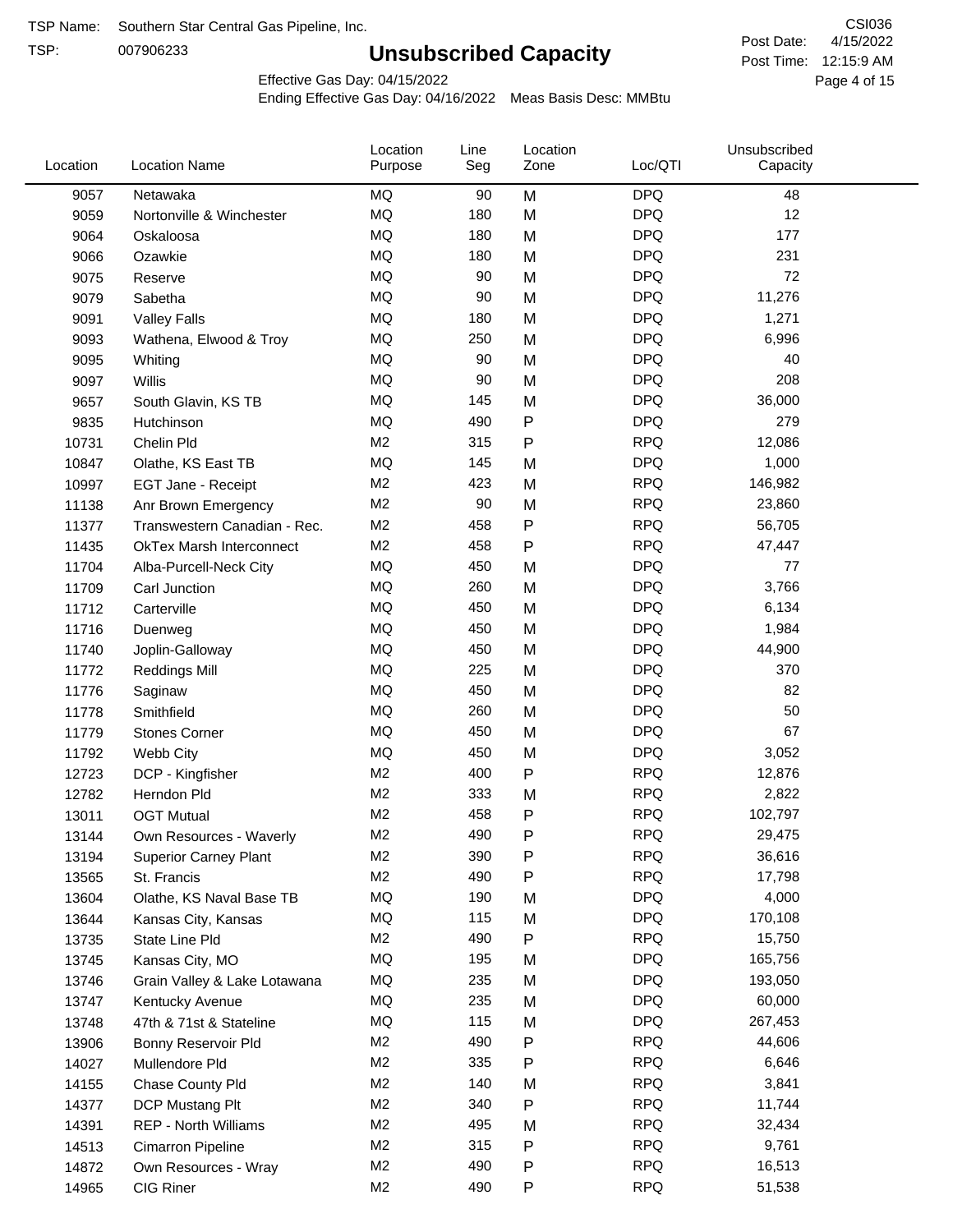TSP Name: Southern Star Central Gas Pipeline, Inc.

TSP: 007906233

# Unsubscribed Capacity

CSI036

Post Date: 4/15/2022

Post Time: 12:15:9 AM

Effective Gas Day: 04/15/2022

Ending Effective Gas Day: 04/16/2022 Meas Basis Desc: MMBtu

| Location | Location Name | Location Purpose | Line Seg | Location Zone | Loc/QTI | Unsubscribed Capacity |
|---|---|---|---|---|---|---|
| 9057 | Netawaka | MQ | 90 | M | DPQ | 48 |
| 9059 | Nortonville & Winchester | MQ | 180 | M | DPQ | 12 |
| 9064 | Oskaloosa | MQ | 180 | M | DPQ | 177 |
| 9066 | Ozawkie | MQ | 180 | M | DPQ | 231 |
| 9075 | Reserve | MQ | 90 | M | DPQ | 72 |
| 9079 | Sabetha | MQ | 90 | M | DPQ | 11,276 |
| 9091 | Valley Falls | MQ | 180 | M | DPQ | 1,271 |
| 9093 | Wathena, Elwood & Troy | MQ | 250 | M | DPQ | 6,996 |
| 9095 | Whiting | MQ | 90 | M | DPQ | 40 |
| 9097 | Willis | MQ | 90 | M | DPQ | 208 |
| 9657 | South Glavin, KS TB | MQ | 145 | M | DPQ | 36,000 |
| 9835 | Hutchinson | MQ | 490 | P | DPQ | 279 |
| 10731 | Chelin Pld | M2 | 315 | P | RPQ | 12,086 |
| 10847 | Olathe, KS East TB | MQ | 145 | M | DPQ | 1,000 |
| 10997 | EGT Jane - Receipt | M2 | 423 | M | RPQ | 146,982 |
| 11138 | Anr Brown Emergency | M2 | 90 | M | RPQ | 23,860 |
| 11377 | Transwestern Canadian - Rec. | M2 | 458 | P | RPQ | 56,705 |
| 11435 | OkTex Marsh Interconnect | M2 | 458 | P | RPQ | 47,447 |
| 11704 | Alba-Purcell-Neck City | MQ | 450 | M | DPQ | 77 |
| 11709 | Carl Junction | MQ | 260 | M | DPQ | 3,766 |
| 11712 | Carterville | MQ | 450 | M | DPQ | 6,134 |
| 11716 | Duenweg | MQ | 450 | M | DPQ | 1,984 |
| 11740 | Joplin-Galloway | MQ | 450 | M | DPQ | 44,900 |
| 11772 | Reddings Mill | MQ | 225 | M | DPQ | 370 |
| 11776 | Saginaw | MQ | 450 | M | DPQ | 82 |
| 11778 | Smithfield | MQ | 260 | M | DPQ | 50 |
| 11779 | Stones Corner | MQ | 450 | M | DPQ | 67 |
| 11792 | Webb City | MQ | 450 | M | DPQ | 3,052 |
| 12723 | DCP - Kingfisher | M2 | 400 | P | RPQ | 12,876 |
| 12782 | Herndon Pld | M2 | 333 | M | RPQ | 2,822 |
| 13011 | OGT Mutual | M2 | 458 | P | RPQ | 102,797 |
| 13144 | Own Resources - Waverly | M2 | 490 | P | RPQ | 29,475 |
| 13194 | Superior Carney Plant | M2 | 390 | P | RPQ | 36,616 |
| 13565 | St. Francis | M2 | 490 | P | RPQ | 17,798 |
| 13604 | Olathe, KS Naval Base TB | MQ | 190 | M | DPQ | 4,000 |
| 13644 | Kansas City, Kansas | MQ | 115 | M | DPQ | 170,108 |
| 13735 | State Line Pld | M2 | 490 | P | RPQ | 15,750 |
| 13745 | Kansas City, MO | MQ | 195 | M | DPQ | 165,756 |
| 13746 | Grain Valley & Lake Lotawana | MQ | 235 | M | DPQ | 193,050 |
| 13747 | Kentucky Avenue | MQ | 235 | M | DPQ | 60,000 |
| 13748 | 47th & 71st & Stateline | MQ | 115 | M | DPQ | 267,453 |
| 13906 | Bonny Reservoir Pld | M2 | 490 | P | RPQ | 44,606 |
| 14027 | Mullendore Pld | M2 | 335 | P | RPQ | 6,646 |
| 14155 | Chase County Pld | M2 | 140 | M | RPQ | 3,841 |
| 14377 | DCP Mustang Plt | M2 | 340 | P | RPQ | 11,744 |
| 14391 | REP - North Williams | M2 | 495 | M | RPQ | 32,434 |
| 14513 | Cimarron Pipeline | M2 | 315 | P | RPQ | 9,761 |
| 14872 | Own Resources - Wray | M2 | 490 | P | RPQ | 16,513 |
| 14965 | CIG Riner | M2 | 490 | P | RPQ | 51,538 |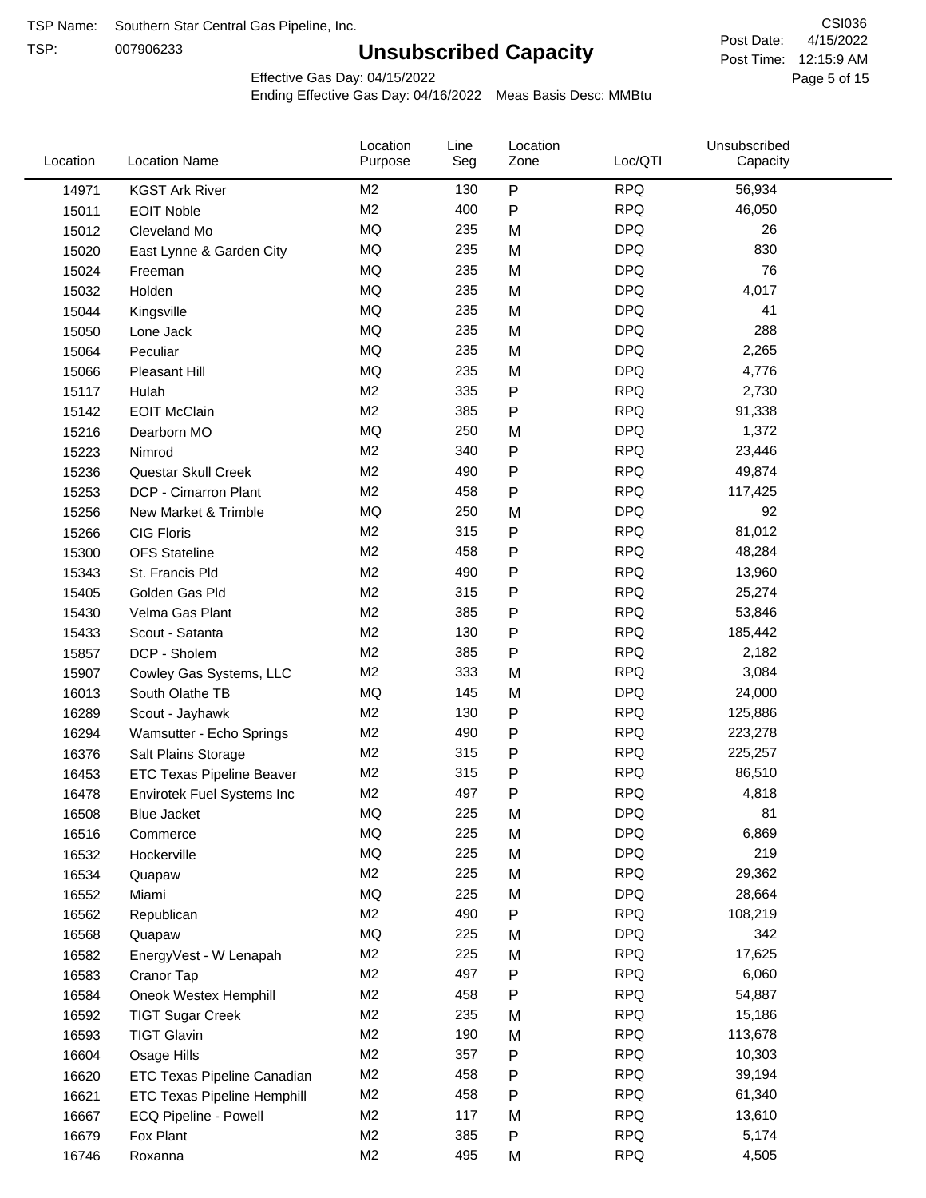TSP Name: Southern Star Central Gas Pipeline, Inc.
TSP: 007906233

# Unsubscribed Capacity

CSI036
Post Date: 4/15/2022
Post Time: 12:15:9 AM

Effective Gas Day: 04/15/2022
Ending Effective Gas Day: 04/16/2022 Meas Basis Desc: MMBtu

| Location | Location Name | Location Purpose | Line Seg | Location Zone | Loc/QTI | Unsubscribed Capacity |
|---|---|---|---|---|---|---|
| 14971 | KGST Ark River | M2 | 130 | P | RPQ | 56,934 |
| 15011 | EOIT Noble | M2 | 400 | P | RPQ | 46,050 |
| 15012 | Cleveland Mo | MQ | 235 | M | DPQ | 26 |
| 15020 | East Lynne & Garden City | MQ | 235 | M | DPQ | 830 |
| 15024 | Freeman | MQ | 235 | M | DPQ | 76 |
| 15032 | Holden | MQ | 235 | M | DPQ | 4,017 |
| 15044 | Kingsville | MQ | 235 | M | DPQ | 41 |
| 15050 | Lone Jack | MQ | 235 | M | DPQ | 288 |
| 15064 | Peculiar | MQ | 235 | M | DPQ | 2,265 |
| 15066 | Pleasant Hill | MQ | 235 | M | DPQ | 4,776 |
| 15117 | Hulah | M2 | 335 | P | RPQ | 2,730 |
| 15142 | EOIT McClain | M2 | 385 | P | RPQ | 91,338 |
| 15216 | Dearborn MO | MQ | 250 | M | DPQ | 1,372 |
| 15223 | Nimrod | M2 | 340 | P | RPQ | 23,446 |
| 15236 | Questar Skull Creek | M2 | 490 | P | RPQ | 49,874 |
| 15253 | DCP - Cimarron Plant | M2 | 458 | P | RPQ | 117,425 |
| 15256 | New Market & Trimble | MQ | 250 | M | DPQ | 92 |
| 15266 | CIG Floris | M2 | 315 | P | RPQ | 81,012 |
| 15300 | OFS Stateline | M2 | 458 | P | RPQ | 48,284 |
| 15343 | St. Francis Pld | M2 | 490 | P | RPQ | 13,960 |
| 15405 | Golden Gas Pld | M2 | 315 | P | RPQ | 25,274 |
| 15430 | Velma Gas Plant | M2 | 385 | P | RPQ | 53,846 |
| 15433 | Scout - Satanta | M2 | 130 | P | RPQ | 185,442 |
| 15857 | DCP - Sholem | M2 | 385 | P | RPQ | 2,182 |
| 15907 | Cowley Gas Systems, LLC | M2 | 333 | M | RPQ | 3,084 |
| 16013 | South Olathe TB | MQ | 145 | M | DPQ | 24,000 |
| 16289 | Scout - Jayhawk | M2 | 130 | P | RPQ | 125,886 |
| 16294 | Wamsutter - Echo Springs | M2 | 490 | P | RPQ | 223,278 |
| 16376 | Salt Plains Storage | M2 | 315 | P | RPQ | 225,257 |
| 16453 | ETC Texas Pipeline Beaver | M2 | 315 | P | RPQ | 86,510 |
| 16478 | Envirotek Fuel Systems Inc | M2 | 497 | P | RPQ | 4,818 |
| 16508 | Blue Jacket | MQ | 225 | M | DPQ | 81 |
| 16516 | Commerce | MQ | 225 | M | DPQ | 6,869 |
| 16532 | Hockerville | MQ | 225 | M | DPQ | 219 |
| 16534 | Quapaw | M2 | 225 | M | RPQ | 29,362 |
| 16552 | Miami | MQ | 225 | M | DPQ | 28,664 |
| 16562 | Republican | M2 | 490 | P | RPQ | 108,219 |
| 16568 | Quapaw | MQ | 225 | M | DPQ | 342 |
| 16582 | EnergyVest - W Lenapah | M2 | 225 | M | RPQ | 17,625 |
| 16583 | Cranor Tap | M2 | 497 | P | RPQ | 6,060 |
| 16584 | Oneok Westex Hemphill | M2 | 458 | P | RPQ | 54,887 |
| 16592 | TIGT Sugar Creek | M2 | 235 | M | RPQ | 15,186 |
| 16593 | TIGT Glavin | M2 | 190 | M | RPQ | 113,678 |
| 16604 | Osage Hills | M2 | 357 | P | RPQ | 10,303 |
| 16620 | ETC Texas Pipeline Canadian | M2 | 458 | P | RPQ | 39,194 |
| 16621 | ETC Texas Pipeline Hemphill | M2 | 458 | P | RPQ | 61,340 |
| 16667 | ECQ Pipeline - Powell | M2 | 117 | M | RPQ | 13,610 |
| 16679 | Fox Plant | M2 | 385 | P | RPQ | 5,174 |
| 16746 | Roxanna | M2 | 495 | M | RPQ | 4,505 |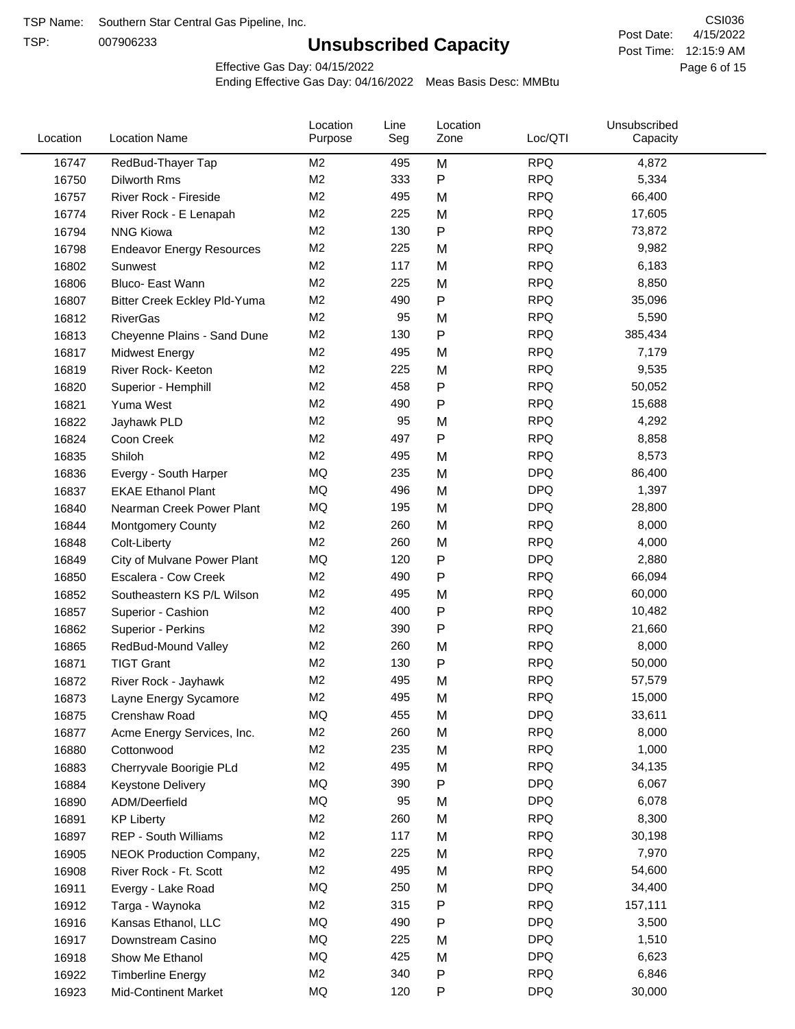TSP Name: Southern Star Central Gas Pipeline, Inc.
TSP: 007906233

# Unsubscribed Capacity

CSI036
Post Date: 4/15/2022
Post Time: 12:15:9 AM

Effective Gas Day: 04/15/2022
Ending Effective Gas Day: 04/16/2022 Meas Basis Desc: MMBtu

| Location | Location Name | Location Purpose | Line Seg | Location Zone | Loc/QTI | Unsubscribed Capacity |
|---|---|---|---|---|---|---|
| 16747 | RedBud-Thayer Tap | M2 | 495 | M | RPQ | 4,872 |
| 16750 | Dilworth Rms | M2 | 333 | P | RPQ | 5,334 |
| 16757 | River Rock - Fireside | M2 | 495 | M | RPQ | 66,400 |
| 16774 | River Rock - E Lenapah | M2 | 225 | M | RPQ | 17,605 |
| 16794 | NNG Kiowa | M2 | 130 | P | RPQ | 73,872 |
| 16798 | Endeavor Energy Resources | M2 | 225 | M | RPQ | 9,982 |
| 16802 | Sunwest | M2 | 117 | M | RPQ | 6,183 |
| 16806 | Bluco- East Wann | M2 | 225 | M | RPQ | 8,850 |
| 16807 | Bitter Creek Eckley Pld-Yuma | M2 | 490 | P | RPQ | 35,096 |
| 16812 | RiverGas | M2 | 95 | M | RPQ | 5,590 |
| 16813 | Cheyenne Plains - Sand Dune | M2 | 130 | P | RPQ | 385,434 |
| 16817 | Midwest Energy | M2 | 495 | M | RPQ | 7,179 |
| 16819 | River Rock- Keeton | M2 | 225 | M | RPQ | 9,535 |
| 16820 | Superior - Hemphill | M2 | 458 | P | RPQ | 50,052 |
| 16821 | Yuma West | M2 | 490 | P | RPQ | 15,688 |
| 16822 | Jayhawk PLD | M2 | 95 | M | RPQ | 4,292 |
| 16824 | Coon Creek | M2 | 497 | P | RPQ | 8,858 |
| 16835 | Shiloh | M2 | 495 | M | RPQ | 8,573 |
| 16836 | Evergy - South Harper | MQ | 235 | M | DPQ | 86,400 |
| 16837 | EKAE Ethanol Plant | MQ | 496 | M | DPQ | 1,397 |
| 16840 | Nearman Creek Power Plant | MQ | 195 | M | DPQ | 28,800 |
| 16844 | Montgomery County | M2 | 260 | M | RPQ | 8,000 |
| 16848 | Colt-Liberty | M2 | 260 | M | RPQ | 4,000 |
| 16849 | City of Mulvane Power Plant | MQ | 120 | P | DPQ | 2,880 |
| 16850 | Escalera - Cow Creek | M2 | 490 | P | RPQ | 66,094 |
| 16852 | Southeastern KS P/L Wilson | M2 | 495 | M | RPQ | 60,000 |
| 16857 | Superior - Cashion | M2 | 400 | P | RPQ | 10,482 |
| 16862 | Superior - Perkins | M2 | 390 | P | RPQ | 21,660 |
| 16865 | RedBud-Mound Valley | M2 | 260 | M | RPQ | 8,000 |
| 16871 | TIGT Grant | M2 | 130 | P | RPQ | 50,000 |
| 16872 | River Rock - Jayhawk | M2 | 495 | M | RPQ | 57,579 |
| 16873 | Layne Energy Sycamore | M2 | 495 | M | RPQ | 15,000 |
| 16875 | Crenshaw Road | MQ | 455 | M | DPQ | 33,611 |
| 16877 | Acme Energy Services, Inc. | M2 | 260 | M | RPQ | 8,000 |
| 16880 | Cottonwood | M2 | 235 | M | RPQ | 1,000 |
| 16883 | Cherryvale Boorigie PLd | M2 | 495 | M | RPQ | 34,135 |
| 16884 | Keystone Delivery | MQ | 390 | P | DPQ | 6,067 |
| 16890 | ADM/Deerfield | MQ | 95 | M | DPQ | 6,078 |
| 16891 | KP Liberty | M2 | 260 | M | RPQ | 8,300 |
| 16897 | REP - South Williams | M2 | 117 | M | RPQ | 30,198 |
| 16905 | NEOK Production Company, | M2 | 225 | M | RPQ | 7,970 |
| 16908 | River Rock - Ft. Scott | M2 | 495 | M | RPQ | 54,600 |
| 16911 | Evergy - Lake Road | MQ | 250 | M | DPQ | 34,400 |
| 16912 | Targa - Waynoka | M2 | 315 | P | RPQ | 157,111 |
| 16916 | Kansas Ethanol, LLC | MQ | 490 | P | DPQ | 3,500 |
| 16917 | Downstream Casino | MQ | 225 | M | DPQ | 1,510 |
| 16918 | Show Me Ethanol | MQ | 425 | M | DPQ | 6,623 |
| 16922 | Timberline Energy | M2 | 340 | P | RPQ | 6,846 |
| 16923 | Mid-Continent Market | MQ | 120 | P | DPQ | 30,000 |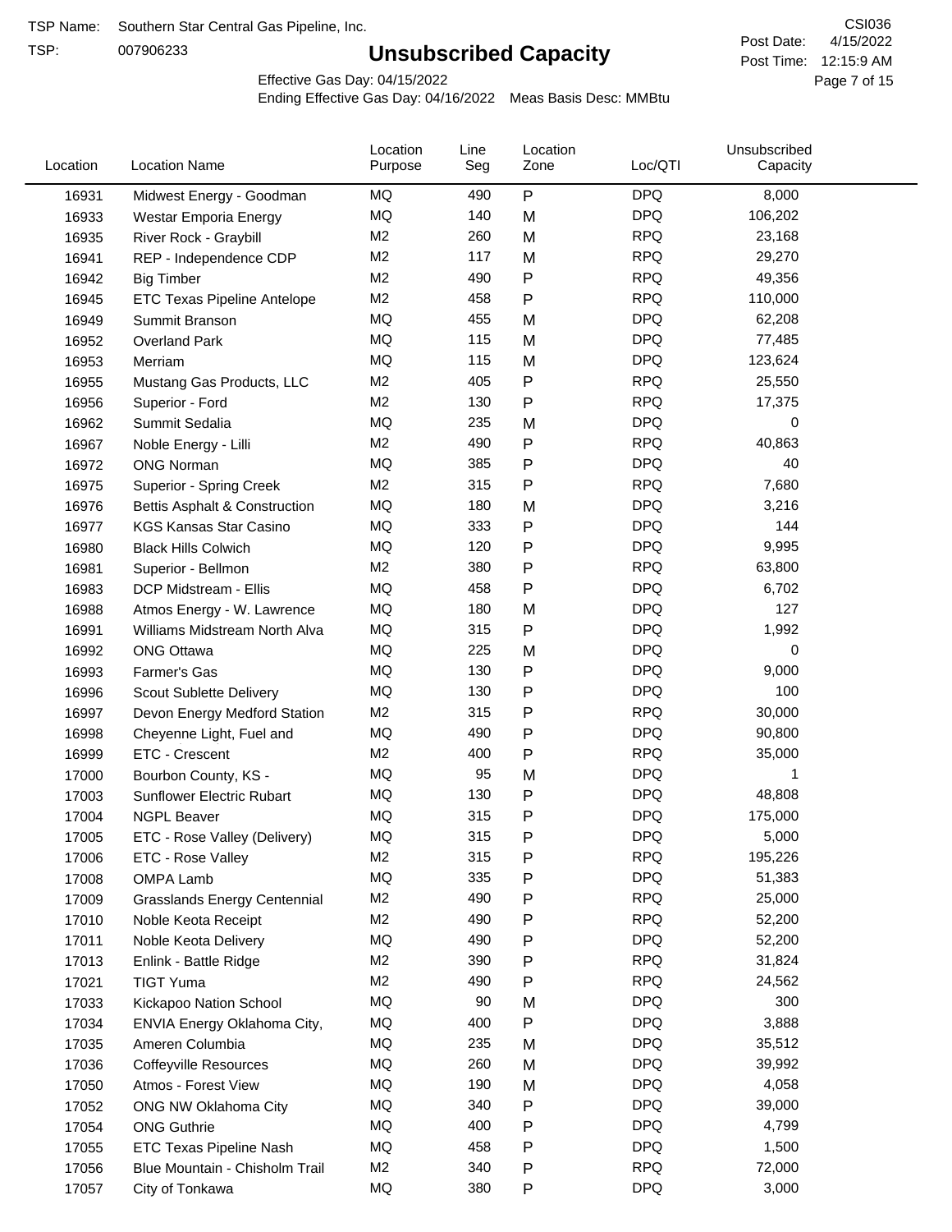TSP Name: Southern Star Central Gas Pipeline, Inc.

TSP: 007906233

# Unsubscribed Capacity

CSI036

Post Date: 4/15/2022

Post Time: 12:15:9 AM

Effective Gas Day: 04/15/2022

Ending Effective Gas Day: 04/16/2022 Meas Basis Desc: MMBtu

| Location | Location Name | Location Purpose | Line Seg | Location Zone | Loc/QTI | Unsubscribed Capacity |
|---|---|---|---|---|---|---|
| 16931 | Midwest Energy - Goodman | MQ | 490 | P | DPQ | 8,000 |
| 16933 | Westar Emporia Energy | MQ | 140 | M | DPQ | 106,202 |
| 16935 | River Rock - Graybill | M2 | 260 | M | RPQ | 23,168 |
| 16941 | REP - Independence CDP | M2 | 117 | M | RPQ | 29,270 |
| 16942 | Big Timber | M2 | 490 | P | RPQ | 49,356 |
| 16945 | ETC Texas Pipeline Antelope | M2 | 458 | P | RPQ | 110,000 |
| 16949 | Summit Branson | MQ | 455 | M | DPQ | 62,208 |
| 16952 | Overland Park | MQ | 115 | M | DPQ | 77,485 |
| 16953 | Merriam | MQ | 115 | M | DPQ | 123,624 |
| 16955 | Mustang Gas Products, LLC | M2 | 405 | P | RPQ | 25,550 |
| 16956 | Superior - Ford | M2 | 130 | P | RPQ | 17,375 |
| 16962 | Summit Sedalia | MQ | 235 | M | DPQ | 0 |
| 16967 | Noble Energy - Lilli | M2 | 490 | P | RPQ | 40,863 |
| 16972 | ONG Norman | MQ | 385 | P | DPQ | 40 |
| 16975 | Superior - Spring Creek | M2 | 315 | P | RPQ | 7,680 |
| 16976 | Bettis Asphalt & Construction | MQ | 180 | M | DPQ | 3,216 |
| 16977 | KGS Kansas Star Casino | MQ | 333 | P | DPQ | 144 |
| 16980 | Black Hills Colwich | MQ | 120 | P | DPQ | 9,995 |
| 16981 | Superior - Bellmon | M2 | 380 | P | RPQ | 63,800 |
| 16983 | DCP Midstream - Ellis | MQ | 458 | P | DPQ | 6,702 |
| 16988 | Atmos Energy - W. Lawrence | MQ | 180 | M | DPQ | 127 |
| 16991 | Williams Midstream North Alva | MQ | 315 | P | DPQ | 1,992 |
| 16992 | ONG Ottawa | MQ | 225 | M | DPQ | 0 |
| 16993 | Farmer's Gas | MQ | 130 | P | DPQ | 9,000 |
| 16996 | Scout Sublette Delivery | MQ | 130 | P | DPQ | 100 |
| 16997 | Devon Energy Medford Station | M2 | 315 | P | RPQ | 30,000 |
| 16998 | Cheyenne Light, Fuel and | MQ | 490 | P | DPQ | 90,800 |
| 16999 | ETC - Crescent | M2 | 400 | P | RPQ | 35,000 |
| 17000 | Bourbon County, KS - | MQ | 95 | M | DPQ | 1 |
| 17003 | Sunflower Electric Rubart | MQ | 130 | P | DPQ | 48,808 |
| 17004 | NGPL Beaver | MQ | 315 | P | DPQ | 175,000 |
| 17005 | ETC - Rose Valley (Delivery) | MQ | 315 | P | DPQ | 5,000 |
| 17006 | ETC - Rose Valley | M2 | 315 | P | RPQ | 195,226 |
| 17008 | OMPA Lamb | MQ | 335 | P | DPQ | 51,383 |
| 17009 | Grasslands Energy Centennial | M2 | 490 | P | RPQ | 25,000 |
| 17010 | Noble Keota Receipt | M2 | 490 | P | RPQ | 52,200 |
| 17011 | Noble Keota Delivery | MQ | 490 | P | DPQ | 52,200 |
| 17013 | Enlink - Battle Ridge | M2 | 390 | P | RPQ | 31,824 |
| 17021 | TIGT Yuma | M2 | 490 | P | RPQ | 24,562 |
| 17033 | Kickapoo Nation School | MQ | 90 | M | DPQ | 300 |
| 17034 | ENVIA Energy Oklahoma City, | MQ | 400 | P | DPQ | 3,888 |
| 17035 | Ameren Columbia | MQ | 235 | M | DPQ | 35,512 |
| 17036 | Coffeyville Resources | MQ | 260 | M | DPQ | 39,992 |
| 17050 | Atmos - Forest View | MQ | 190 | M | DPQ | 4,058 |
| 17052 | ONG NW Oklahoma City | MQ | 340 | P | DPQ | 39,000 |
| 17054 | ONG Guthrie | MQ | 400 | P | DPQ | 4,799 |
| 17055 | ETC Texas Pipeline Nash | MQ | 458 | P | DPQ | 1,500 |
| 17056 | Blue Mountain - Chisholm Trail | M2 | 340 | P | RPQ | 72,000 |
| 17057 | City of Tonkawa | MQ | 380 | P | DPQ | 3,000 |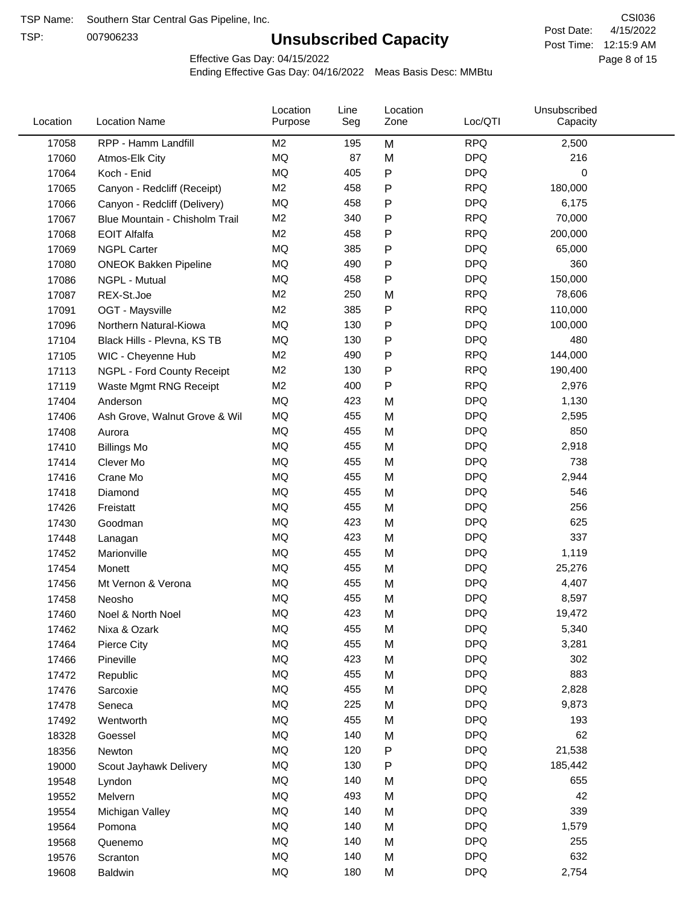TSP Name: Southern Star Central Gas Pipeline, Inc.

TSP: 007906233

# Unsubscribed Capacity

CSI036

Post Date: 4/15/2022

Post Time: 12:15:9 AM

Effective Gas Day: 04/15/2022

Ending Effective Gas Day: 04/16/2022 Meas Basis Desc: MMBtu

| Location | Location Name | Location Purpose | Line Seg | Location Zone | Loc/QTI | Unsubscribed Capacity |
|---|---|---|---|---|---|---|
| 17058 | RPP - Hamm Landfill | M2 | 195 | M | RPQ | 2,500 |
| 17060 | Atmos-Elk City | MQ | 87 | M | DPQ | 216 |
| 17064 | Koch - Enid | MQ | 405 | P | DPQ | 0 |
| 17065 | Canyon - Redcliff (Receipt) | M2 | 458 | P | RPQ | 180,000 |
| 17066 | Canyon - Redcliff (Delivery) | MQ | 458 | P | DPQ | 6,175 |
| 17067 | Blue Mountain - Chisholm Trail | M2 | 340 | P | RPQ | 70,000 |
| 17068 | EOIT Alfalfa | M2 | 458 | P | RPQ | 200,000 |
| 17069 | NGPL Carter | MQ | 385 | P | DPQ | 65,000 |
| 17080 | ONEOK Bakken Pipeline | MQ | 490 | P | DPQ | 360 |
| 17086 | NGPL - Mutual | MQ | 458 | P | DPQ | 150,000 |
| 17087 | REX-St.Joe | M2 | 250 | M | RPQ | 78,606 |
| 17091 | OGT - Maysville | M2 | 385 | P | RPQ | 110,000 |
| 17096 | Northern Natural-Kiowa | MQ | 130 | P | DPQ | 100,000 |
| 17104 | Black Hills - Plevna, KS TB | MQ | 130 | P | DPQ | 480 |
| 17105 | WIC - Cheyenne Hub | M2 | 490 | P | RPQ | 144,000 |
| 17113 | NGPL - Ford County Receipt | M2 | 130 | P | RPQ | 190,400 |
| 17119 | Waste Mgmt RNG Receipt | M2 | 400 | P | RPQ | 2,976 |
| 17404 | Anderson | MQ | 423 | M | DPQ | 1,130 |
| 17406 | Ash Grove, Walnut Grove & Wil | MQ | 455 | M | DPQ | 2,595 |
| 17408 | Aurora | MQ | 455 | M | DPQ | 850 |
| 17410 | Billings Mo | MQ | 455 | M | DPQ | 2,918 |
| 17414 | Clever Mo | MQ | 455 | M | DPQ | 738 |
| 17416 | Crane Mo | MQ | 455 | M | DPQ | 2,944 |
| 17418 | Diamond | MQ | 455 | M | DPQ | 546 |
| 17426 | Freistatt | MQ | 455 | M | DPQ | 256 |
| 17430 | Goodman | MQ | 423 | M | DPQ | 625 |
| 17448 | Lanagan | MQ | 423 | M | DPQ | 337 |
| 17452 | Marionville | MQ | 455 | M | DPQ | 1,119 |
| 17454 | Monett | MQ | 455 | M | DPQ | 25,276 |
| 17456 | Mt Vernon & Verona | MQ | 455 | M | DPQ | 4,407 |
| 17458 | Neosho | MQ | 455 | M | DPQ | 8,597 |
| 17460 | Noel & North Noel | MQ | 423 | M | DPQ | 19,472 |
| 17462 | Nixa & Ozark | MQ | 455 | M | DPQ | 5,340 |
| 17464 | Pierce City | MQ | 455 | M | DPQ | 3,281 |
| 17466 | Pineville | MQ | 423 | M | DPQ | 302 |
| 17472 | Republic | MQ | 455 | M | DPQ | 883 |
| 17476 | Sarcoxie | MQ | 455 | M | DPQ | 2,828 |
| 17478 | Seneca | MQ | 225 | M | DPQ | 9,873 |
| 17492 | Wentworth | MQ | 455 | M | DPQ | 193 |
| 18328 | Goessel | MQ | 140 | M | DPQ | 62 |
| 18356 | Newton | MQ | 120 | P | DPQ | 21,538 |
| 19000 | Scout Jayhawk Delivery | MQ | 130 | P | DPQ | 185,442 |
| 19548 | Lyndon | MQ | 140 | M | DPQ | 655 |
| 19552 | Melvern | MQ | 493 | M | DPQ | 42 |
| 19554 | Michigan Valley | MQ | 140 | M | DPQ | 339 |
| 19564 | Pomona | MQ | 140 | M | DPQ | 1,579 |
| 19568 | Quenemo | MQ | 140 | M | DPQ | 255 |
| 19576 | Scranton | MQ | 140 | M | DPQ | 632 |
| 19608 | Baldwin | MQ | 180 | M | DPQ | 2,754 |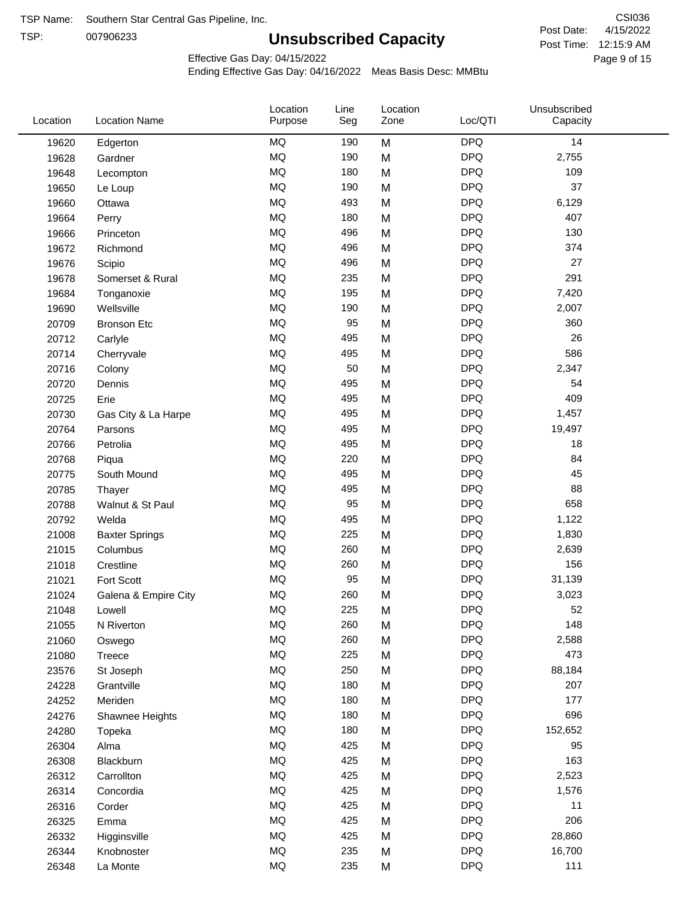TSP Name: Southern Star Central Gas Pipeline, Inc.
TSP: 007906233

# Unsubscribed Capacity

CSI036
Post Date: 4/15/2022
Post Time: 12:15:9 AM

Effective Gas Day: 04/15/2022
Ending Effective Gas Day: 04/16/2022 Meas Basis Desc: MMBtu

| Location | Location Name | Location Purpose | Line Seg | Location Zone | Loc/QTI | Unsubscribed Capacity |
|---|---|---|---|---|---|---|
| 19620 | Edgerton | MQ | 190 | M | DPQ | 14 |
| 19628 | Gardner | MQ | 190 | M | DPQ | 2,755 |
| 19648 | Lecompton | MQ | 180 | M | DPQ | 109 |
| 19650 | Le Loup | MQ | 190 | M | DPQ | 37 |
| 19660 | Ottawa | MQ | 493 | M | DPQ | 6,129 |
| 19664 | Perry | MQ | 180 | M | DPQ | 407 |
| 19666 | Princeton | MQ | 496 | M | DPQ | 130 |
| 19672 | Richmond | MQ | 496 | M | DPQ | 374 |
| 19676 | Scipio | MQ | 496 | M | DPQ | 27 |
| 19678 | Somerset & Rural | MQ | 235 | M | DPQ | 291 |
| 19684 | Tonganoxie | MQ | 195 | M | DPQ | 7,420 |
| 19690 | Wellsville | MQ | 190 | M | DPQ | 2,007 |
| 20709 | Bronson Etc | MQ | 95 | M | DPQ | 360 |
| 20712 | Carlyle | MQ | 495 | M | DPQ | 26 |
| 20714 | Cherryvale | MQ | 495 | M | DPQ | 586 |
| 20716 | Colony | MQ | 50 | M | DPQ | 2,347 |
| 20720 | Dennis | MQ | 495 | M | DPQ | 54 |
| 20725 | Erie | MQ | 495 | M | DPQ | 409 |
| 20730 | Gas City & La Harpe | MQ | 495 | M | DPQ | 1,457 |
| 20764 | Parsons | MQ | 495 | M | DPQ | 19,497 |
| 20766 | Petrolia | MQ | 495 | M | DPQ | 18 |
| 20768 | Piqua | MQ | 220 | M | DPQ | 84 |
| 20775 | South Mound | MQ | 495 | M | DPQ | 45 |
| 20785 | Thayer | MQ | 495 | M | DPQ | 88 |
| 20788 | Walnut & St Paul | MQ | 95 | M | DPQ | 658 |
| 20792 | Welda | MQ | 495 | M | DPQ | 1,122 |
| 21008 | Baxter Springs | MQ | 225 | M | DPQ | 1,830 |
| 21015 | Columbus | MQ | 260 | M | DPQ | 2,639 |
| 21018 | Crestline | MQ | 260 | M | DPQ | 156 |
| 21021 | Fort Scott | MQ | 95 | M | DPQ | 31,139 |
| 21024 | Galena & Empire City | MQ | 260 | M | DPQ | 3,023 |
| 21048 | Lowell | MQ | 225 | M | DPQ | 52 |
| 21055 | N Riverton | MQ | 260 | M | DPQ | 148 |
| 21060 | Oswego | MQ | 260 | M | DPQ | 2,588 |
| 21080 | Treece | MQ | 225 | M | DPQ | 473 |
| 23576 | St Joseph | MQ | 250 | M | DPQ | 88,184 |
| 24228 | Grantville | MQ | 180 | M | DPQ | 207 |
| 24252 | Meriden | MQ | 180 | M | DPQ | 177 |
| 24276 | Shawnee Heights | MQ | 180 | M | DPQ | 696 |
| 24280 | Topeka | MQ | 180 | M | DPQ | 152,652 |
| 26304 | Alma | MQ | 425 | M | DPQ | 95 |
| 26308 | Blackburn | MQ | 425 | M | DPQ | 163 |
| 26312 | Carrollton | MQ | 425 | M | DPQ | 2,523 |
| 26314 | Concordia | MQ | 425 | M | DPQ | 1,576 |
| 26316 | Corder | MQ | 425 | M | DPQ | 11 |
| 26325 | Emma | MQ | 425 | M | DPQ | 206 |
| 26332 | Higginsville | MQ | 425 | M | DPQ | 28,860 |
| 26344 | Knobnoster | MQ | 235 | M | DPQ | 16,700 |
| 26348 | La Monte | MQ | 235 | M | DPQ | 111 |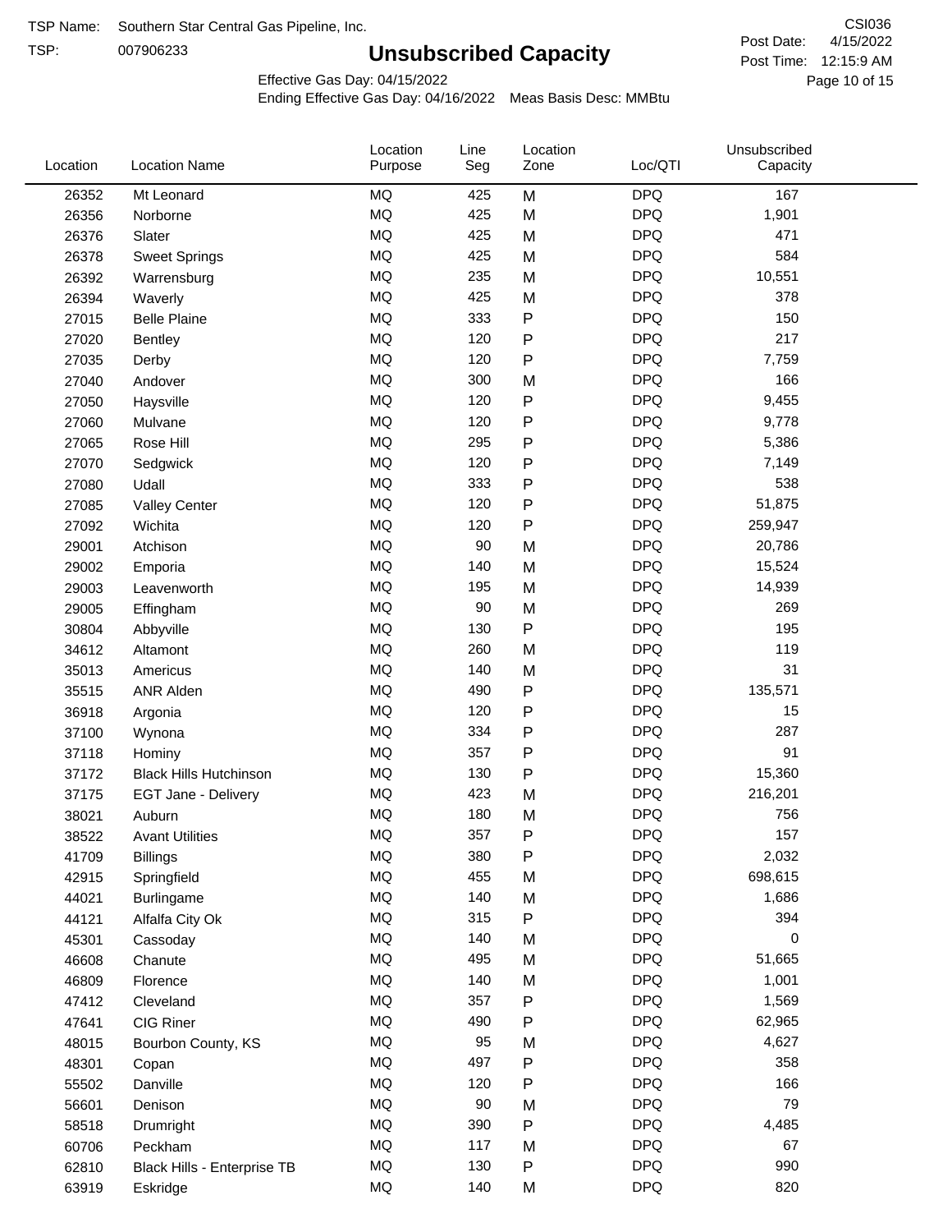TSP Name: Southern Star Central Gas Pipeline, Inc.

TSP: 007906233

# Unsubscribed Capacity

CSI036

Post Date: 4/15/2022

Post Time: 12:15:9 AM

Effective Gas Day: 04/15/2022

Ending Effective Gas Day: 04/16/2022 Meas Basis Desc: MMBtu

| Location | Location Name | Location Purpose | Line Seg | Location Zone | Loc/QTI | Unsubscribed Capacity |
|---|---|---|---|---|---|---|
| 26352 | Mt Leonard | MQ | 425 | M | DPQ | 167 |
| 26356 | Norborne | MQ | 425 | M | DPQ | 1,901 |
| 26376 | Slater | MQ | 425 | M | DPQ | 471 |
| 26378 | Sweet Springs | MQ | 425 | M | DPQ | 584 |
| 26392 | Warrensburg | MQ | 235 | M | DPQ | 10,551 |
| 26394 | Waverly | MQ | 425 | M | DPQ | 378 |
| 27015 | Belle Plaine | MQ | 333 | P | DPQ | 150 |
| 27020 | Bentley | MQ | 120 | P | DPQ | 217 |
| 27035 | Derby | MQ | 120 | P | DPQ | 7,759 |
| 27040 | Andover | MQ | 300 | M | DPQ | 166 |
| 27050 | Haysville | MQ | 120 | P | DPQ | 9,455 |
| 27060 | Mulvane | MQ | 120 | P | DPQ | 9,778 |
| 27065 | Rose Hill | MQ | 295 | P | DPQ | 5,386 |
| 27070 | Sedgwick | MQ | 120 | P | DPQ | 7,149 |
| 27080 | Udall | MQ | 333 | P | DPQ | 538 |
| 27085 | Valley Center | MQ | 120 | P | DPQ | 51,875 |
| 27092 | Wichita | MQ | 120 | P | DPQ | 259,947 |
| 29001 | Atchison | MQ | 90 | M | DPQ | 20,786 |
| 29002 | Emporia | MQ | 140 | M | DPQ | 15,524 |
| 29003 | Leavenworth | MQ | 195 | M | DPQ | 14,939 |
| 29005 | Effingham | MQ | 90 | M | DPQ | 269 |
| 30804 | Abbyville | MQ | 130 | P | DPQ | 195 |
| 34612 | Altamont | MQ | 260 | M | DPQ | 119 |
| 35013 | Americus | MQ | 140 | M | DPQ | 31 |
| 35515 | ANR Alden | MQ | 490 | P | DPQ | 135,571 |
| 36918 | Argonia | MQ | 120 | P | DPQ | 15 |
| 37100 | Wynona | MQ | 334 | P | DPQ | 287 |
| 37118 | Hominy | MQ | 357 | P | DPQ | 91 |
| 37172 | Black Hills Hutchinson | MQ | 130 | P | DPQ | 15,360 |
| 37175 | EGT Jane - Delivery | MQ | 423 | M | DPQ | 216,201 |
| 38021 | Auburn | MQ | 180 | M | DPQ | 756 |
| 38522 | Avant Utilities | MQ | 357 | P | DPQ | 157 |
| 41709 | Billings | MQ | 380 | P | DPQ | 2,032 |
| 42915 | Springfield | MQ | 455 | M | DPQ | 698,615 |
| 44021 | Burlingame | MQ | 140 | M | DPQ | 1,686 |
| 44121 | Alfalfa City Ok | MQ | 315 | P | DPQ | 394 |
| 45301 | Cassoday | MQ | 140 | M | DPQ | 0 |
| 46608 | Chanute | MQ | 495 | M | DPQ | 51,665 |
| 46809 | Florence | MQ | 140 | M | DPQ | 1,001 |
| 47412 | Cleveland | MQ | 357 | P | DPQ | 1,569 |
| 47641 | CIG Riner | MQ | 490 | P | DPQ | 62,965 |
| 48015 | Bourbon County, KS | MQ | 95 | M | DPQ | 4,627 |
| 48301 | Copan | MQ | 497 | P | DPQ | 358 |
| 55502 | Danville | MQ | 120 | P | DPQ | 166 |
| 56601 | Denison | MQ | 90 | M | DPQ | 79 |
| 58518 | Drumright | MQ | 390 | P | DPQ | 4,485 |
| 60706 | Peckham | MQ | 117 | M | DPQ | 67 |
| 62810 | Black Hills - Enterprise TB | MQ | 130 | P | DPQ | 990 |
| 63919 | Eskridge | MQ | 140 | M | DPQ | 820 |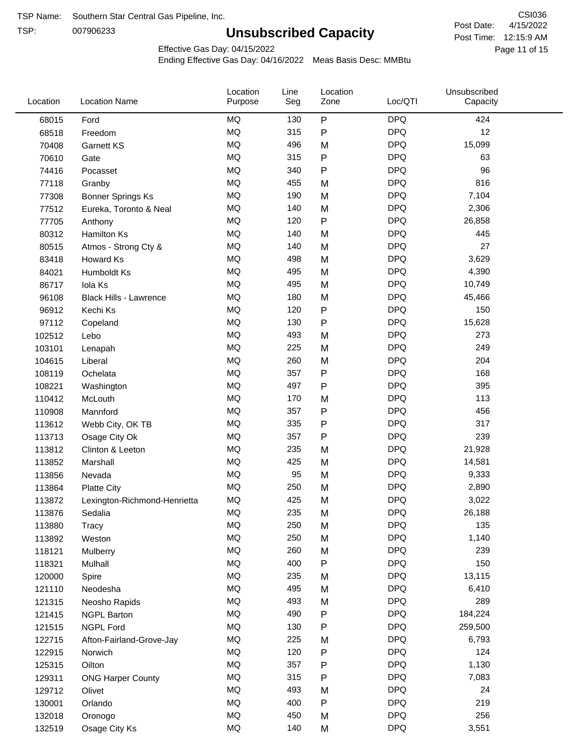TSP Name: Southern Star Central Gas Pipeline, Inc.
TSP: 007906233

# Unsubscribed Capacity

CSI036
Post Date: 4/15/2022
Post Time: 12:15:9 AM

Effective Gas Day: 04/15/2022
Ending Effective Gas Day: 04/16/2022 Meas Basis Desc: MMBtu

| Location | Location Name | Location Purpose | Line Seg | Location Zone | Loc/QTI | Unsubscribed Capacity |
|---|---|---|---|---|---|---|
| 68015 | Ford | MQ | 130 | P | DPQ | 424 |
| 68518 | Freedom | MQ | 315 | P | DPQ | 12 |
| 70408 | Garnett KS | MQ | 496 | M | DPQ | 15,099 |
| 70610 | Gate | MQ | 315 | P | DPQ | 63 |
| 74416 | Pocasset | MQ | 340 | P | DPQ | 96 |
| 77118 | Granby | MQ | 455 | M | DPQ | 816 |
| 77308 | Bonner Springs Ks | MQ | 190 | M | DPQ | 7,104 |
| 77512 | Eureka, Toronto & Neal | MQ | 140 | M | DPQ | 2,306 |
| 77705 | Anthony | MQ | 120 | P | DPQ | 26,858 |
| 80312 | Hamilton Ks | MQ | 140 | M | DPQ | 445 |
| 80515 | Atmos - Strong Cty & | MQ | 140 | M | DPQ | 27 |
| 83418 | Howard Ks | MQ | 498 | M | DPQ | 3,629 |
| 84021 | Humboldt Ks | MQ | 495 | M | DPQ | 4,390 |
| 86717 | Iola Ks | MQ | 495 | M | DPQ | 10,749 |
| 96108 | Black Hills - Lawrence | MQ | 180 | M | DPQ | 45,466 |
| 96912 | Kechi Ks | MQ | 120 | P | DPQ | 150 |
| 97112 | Copeland | MQ | 130 | P | DPQ | 15,628 |
| 102512 | Lebo | MQ | 493 | M | DPQ | 273 |
| 103101 | Lenapah | MQ | 225 | M | DPQ | 249 |
| 104615 | Liberal | MQ | 260 | M | DPQ | 204 |
| 108119 | Ochelata | MQ | 357 | P | DPQ | 168 |
| 108221 | Washington | MQ | 497 | P | DPQ | 395 |
| 110412 | McLouth | MQ | 170 | M | DPQ | 113 |
| 110908 | Mannford | MQ | 357 | P | DPQ | 456 |
| 113612 | Webb City, OK TB | MQ | 335 | P | DPQ | 317 |
| 113713 | Osage City Ok | MQ | 357 | P | DPQ | 239 |
| 113812 | Clinton & Leeton | MQ | 235 | M | DPQ | 21,928 |
| 113852 | Marshall | MQ | 425 | M | DPQ | 14,581 |
| 113856 | Nevada | MQ | 95 | M | DPQ | 9,333 |
| 113864 | Platte City | MQ | 250 | M | DPQ | 2,890 |
| 113872 | Lexington-Richmond-Henrietta | MQ | 425 | M | DPQ | 3,022 |
| 113876 | Sedalia | MQ | 235 | M | DPQ | 26,188 |
| 113880 | Tracy | MQ | 250 | M | DPQ | 135 |
| 113892 | Weston | MQ | 250 | M | DPQ | 1,140 |
| 118121 | Mulberry | MQ | 260 | M | DPQ | 239 |
| 118321 | Mulhall | MQ | 400 | P | DPQ | 150 |
| 120000 | Spire | MQ | 235 | M | DPQ | 13,115 |
| 121110 | Neodesha | MQ | 495 | M | DPQ | 6,410 |
| 121315 | Neosho Rapids | MQ | 493 | M | DPQ | 289 |
| 121415 | NGPL Barton | MQ | 490 | P | DPQ | 184,224 |
| 121515 | NGPL Ford | MQ | 130 | P | DPQ | 259,500 |
| 122715 | Afton-Fairland-Grove-Jay | MQ | 225 | M | DPQ | 6,793 |
| 122915 | Norwich | MQ | 120 | P | DPQ | 124 |
| 125315 | Oilton | MQ | 357 | P | DPQ | 1,130 |
| 129311 | ONG Harper County | MQ | 315 | P | DPQ | 7,083 |
| 129712 | Olivet | MQ | 493 | M | DPQ | 24 |
| 130001 | Orlando | MQ | 400 | P | DPQ | 219 |
| 132018 | Oronogo | MQ | 450 | M | DPQ | 256 |
| 132519 | Osage City Ks | MQ | 140 | M | DPQ | 3,551 |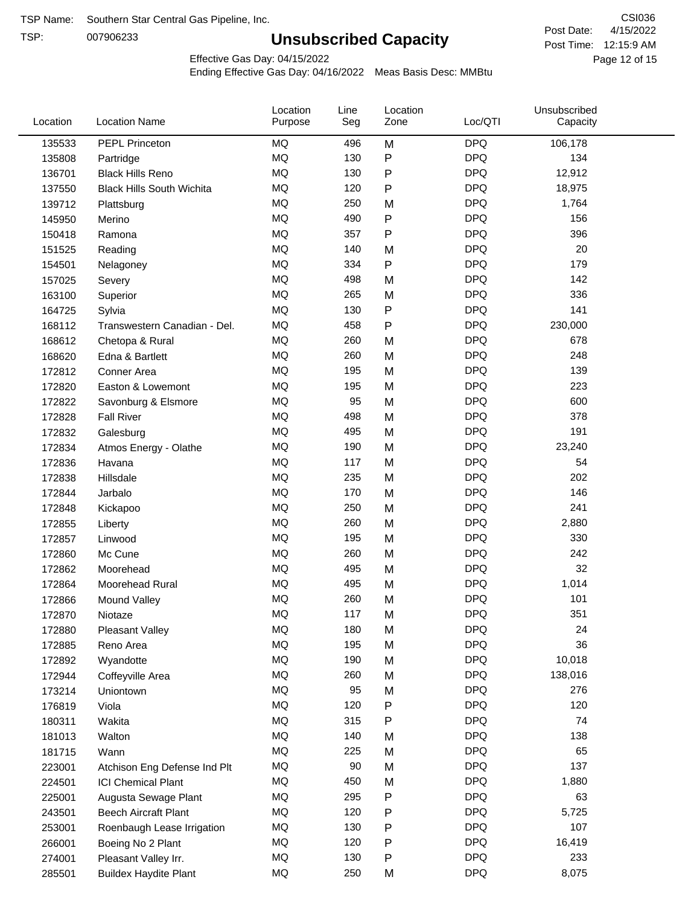TSP Name: Southern Star Central Gas Pipeline, Inc.

TSP: 007906233

# Unsubscribed Capacity

CSI036

Post Date: 4/15/2022

Post Time: 12:15:9 AM

Effective Gas Day: 04/15/2022

Ending Effective Gas Day: 04/16/2022 Meas Basis Desc: MMBtu

| Location | Location Name | Location Purpose | Line Seg | Location Zone | Loc/QTI | Unsubscribed Capacity |
|---|---|---|---|---|---|---|
| 135533 | PEPL Princeton | MQ | 496 | M | DPQ | 106,178 |
| 135808 | Partridge | MQ | 130 | P | DPQ | 134 |
| 136701 | Black Hills Reno | MQ | 130 | P | DPQ | 12,912 |
| 137550 | Black Hills South Wichita | MQ | 120 | P | DPQ | 18,975 |
| 139712 | Plattsburg | MQ | 250 | M | DPQ | 1,764 |
| 145950 | Merino | MQ | 490 | P | DPQ | 156 |
| 150418 | Ramona | MQ | 357 | P | DPQ | 396 |
| 151525 | Reading | MQ | 140 | M | DPQ | 20 |
| 154501 | Nelagoney | MQ | 334 | P | DPQ | 179 |
| 157025 | Severy | MQ | 498 | M | DPQ | 142 |
| 163100 | Superior | MQ | 265 | M | DPQ | 336 |
| 164725 | Sylvia | MQ | 130 | P | DPQ | 141 |
| 168112 | Transwestern Canadian - Del. | MQ | 458 | P | DPQ | 230,000 |
| 168612 | Chetopa & Rural | MQ | 260 | M | DPQ | 678 |
| 168620 | Edna & Bartlett | MQ | 260 | M | DPQ | 248 |
| 172812 | Conner Area | MQ | 195 | M | DPQ | 139 |
| 172820 | Easton & Lowemont | MQ | 195 | M | DPQ | 223 |
| 172822 | Savonburg & Elsmore | MQ | 95 | M | DPQ | 600 |
| 172828 | Fall River | MQ | 498 | M | DPQ | 378 |
| 172832 | Galesburg | MQ | 495 | M | DPQ | 191 |
| 172834 | Atmos Energy - Olathe | MQ | 190 | M | DPQ | 23,240 |
| 172836 | Havana | MQ | 117 | M | DPQ | 54 |
| 172838 | Hillsdale | MQ | 235 | M | DPQ | 202 |
| 172844 | Jarbalo | MQ | 170 | M | DPQ | 146 |
| 172848 | Kickapoo | MQ | 250 | M | DPQ | 241 |
| 172855 | Liberty | MQ | 260 | M | DPQ | 2,880 |
| 172857 | Linwood | MQ | 195 | M | DPQ | 330 |
| 172860 | Mc Cune | MQ | 260 | M | DPQ | 242 |
| 172862 | Moorehead | MQ | 495 | M | DPQ | 32 |
| 172864 | Moorehead Rural | MQ | 495 | M | DPQ | 1,014 |
| 172866 | Mound Valley | MQ | 260 | M | DPQ | 101 |
| 172870 | Niotaze | MQ | 117 | M | DPQ | 351 |
| 172880 | Pleasant Valley | MQ | 180 | M | DPQ | 24 |
| 172885 | Reno Area | MQ | 195 | M | DPQ | 36 |
| 172892 | Wyandotte | MQ | 190 | M | DPQ | 10,018 |
| 172944 | Coffeyville Area | MQ | 260 | M | DPQ | 138,016 |
| 173214 | Uniontown | MQ | 95 | M | DPQ | 276 |
| 176819 | Viola | MQ | 120 | P | DPQ | 120 |
| 180311 | Wakita | MQ | 315 | P | DPQ | 74 |
| 181013 | Walton | MQ | 140 | M | DPQ | 138 |
| 181715 | Wann | MQ | 225 | M | DPQ | 65 |
| 223001 | Atchison Eng Defense Ind Plt | MQ | 90 | M | DPQ | 137 |
| 224501 | ICI Chemical Plant | MQ | 450 | M | DPQ | 1,880 |
| 225001 | Augusta Sewage Plant | MQ | 295 | P | DPQ | 63 |
| 243501 | Beech Aircraft Plant | MQ | 120 | P | DPQ | 5,725 |
| 253001 | Roenbaugh Lease Irrigation | MQ | 130 | P | DPQ | 107 |
| 266001 | Boeing No 2 Plant | MQ | 120 | P | DPQ | 16,419 |
| 274001 | Pleasant Valley Irr. | MQ | 130 | P | DPQ | 233 |
| 285501 | Buildex Haydite Plant | MQ | 250 | M | DPQ | 8,075 |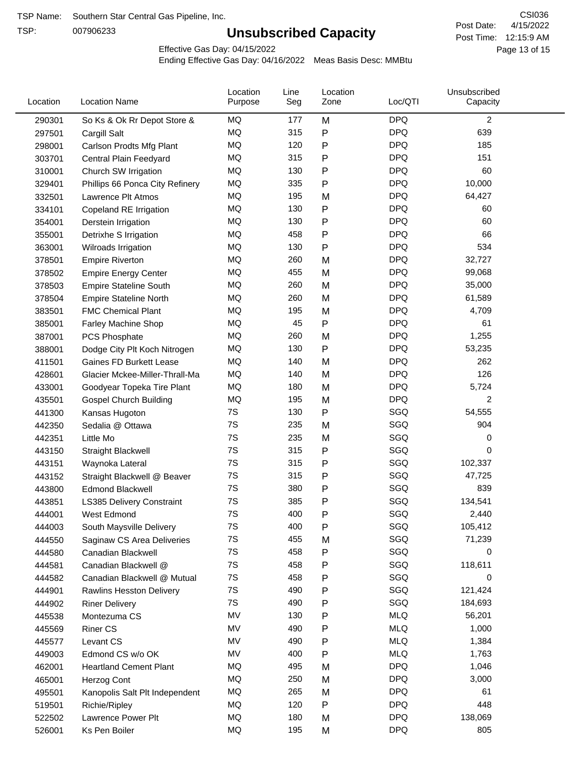TSP Name: Southern Star Central Gas Pipeline, Inc.
TSP: 007906233

# Unsubscribed Capacity

CSI036
Post Date: 4/15/2022
Post Time: 12:15:9 AM

Effective Gas Day: 04/15/2022
Ending Effective Gas Day: 04/16/2022 Meas Basis Desc: MMBtu

| Location | Location Name | Location Purpose | Line Seg | Location Zone | Loc/QTI | Unsubscribed Capacity |
|---|---|---|---|---|---|---|
| 290301 | So Ks & Ok Rr Depot Store & | MQ | 177 | M | DPQ | 2 |
| 297501 | Cargill Salt | MQ | 315 | P | DPQ | 639 |
| 298001 | Carlson Prodts Mfg Plant | MQ | 120 | P | DPQ | 185 |
| 303701 | Central Plain Feedyard | MQ | 315 | P | DPQ | 151 |
| 310001 | Church SW Irrigation | MQ | 130 | P | DPQ | 60 |
| 329401 | Phillips 66 Ponca City Refinery | MQ | 335 | P | DPQ | 10,000 |
| 332501 | Lawrence Plt Atmos | MQ | 195 | M | DPQ | 64,427 |
| 334101 | Copeland RE Irrigation | MQ | 130 | P | DPQ | 60 |
| 354001 | Derstein Irrigation | MQ | 130 | P | DPQ | 60 |
| 355001 | Detrixhe S Irrigation | MQ | 458 | P | DPQ | 66 |
| 363001 | Wilroads Irrigation | MQ | 130 | P | DPQ | 534 |
| 378501 | Empire Riverton | MQ | 260 | M | DPQ | 32,727 |
| 378502 | Empire Energy Center | MQ | 455 | M | DPQ | 99,068 |
| 378503 | Empire Stateline South | MQ | 260 | M | DPQ | 35,000 |
| 378504 | Empire Stateline North | MQ | 260 | M | DPQ | 61,589 |
| 383501 | FMC Chemical Plant | MQ | 195 | M | DPQ | 4,709 |
| 385001 | Farley Machine Shop | MQ | 45 | P | DPQ | 61 |
| 387001 | PCS Phosphate | MQ | 260 | M | DPQ | 1,255 |
| 388001 | Dodge City Plt Koch Nitrogen | MQ | 130 | P | DPQ | 53,235 |
| 411501 | Gaines FD Burkett Lease | MQ | 140 | M | DPQ | 262 |
| 428601 | Glacier Mckee-Miller-Thrall-Ma | MQ | 140 | M | DPQ | 126 |
| 433001 | Goodyear Topeka Tire Plant | MQ | 180 | M | DPQ | 5,724 |
| 435501 | Gospel Church Building | MQ | 195 | M | DPQ | 2 |
| 441300 | Kansas Hugoton | 7S | 130 | P | SGQ | 54,555 |
| 442350 | Sedalia @ Ottawa | 7S | 235 | M | SGQ | 904 |
| 442351 | Little Mo | 7S | 235 | M | SGQ | 0 |
| 443150 | Straight Blackwell | 7S | 315 | P | SGQ | 0 |
| 443151 | Waynoka Lateral | 7S | 315 | P | SGQ | 102,337 |
| 443152 | Straight Blackwell @ Beaver | 7S | 315 | P | SGQ | 47,725 |
| 443800 | Edmond Blackwell | 7S | 380 | P | SGQ | 839 |
| 443851 | LS385 Delivery Constraint | 7S | 385 | P | SGQ | 134,541 |
| 444001 | West Edmond | 7S | 400 | P | SGQ | 2,440 |
| 444003 | South Maysville Delivery | 7S | 400 | P | SGQ | 105,412 |
| 444550 | Saginaw CS Area Deliveries | 7S | 455 | M | SGQ | 71,239 |
| 444580 | Canadian Blackwell | 7S | 458 | P | SGQ | 0 |
| 444581 | Canadian Blackwell @ | 7S | 458 | P | SGQ | 118,611 |
| 444582 | Canadian Blackwell @ Mutual | 7S | 458 | P | SGQ | 0 |
| 444901 | Rawlins Hesston Delivery | 7S | 490 | P | SGQ | 121,424 |
| 444902 | Riner Delivery | 7S | 490 | P | SGQ | 184,693 |
| 445538 | Montezuma CS | MV | 130 | P | MLQ | 56,201 |
| 445569 | Riner CS | MV | 490 | P | MLQ | 1,000 |
| 445577 | Levant CS | MV | 490 | P | MLQ | 1,384 |
| 449003 | Edmond CS w/o OK | MV | 400 | P | MLQ | 1,763 |
| 462001 | Heartland Cement Plant | MQ | 495 | M | DPQ | 1,046 |
| 465001 | Herzog Cont | MQ | 250 | M | DPQ | 3,000 |
| 495501 | Kanopolis Salt Plt Independent | MQ | 265 | M | DPQ | 61 |
| 519501 | Richie/Ripley | MQ | 120 | P | DPQ | 448 |
| 522502 | Lawrence Power Plt | MQ | 180 | M | DPQ | 138,069 |
| 526001 | Ks Pen Boiler | MQ | 195 | M | DPQ | 805 |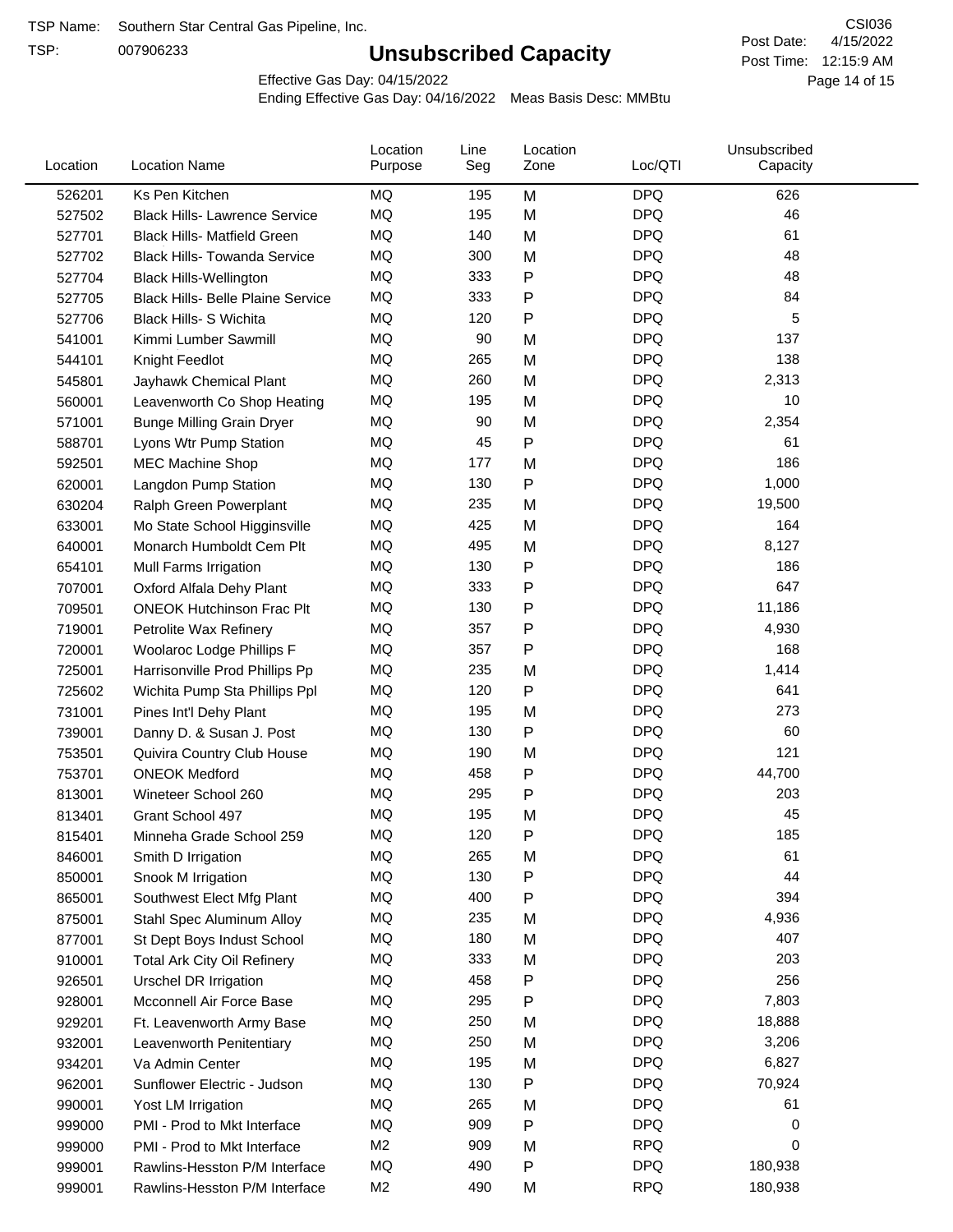TSP Name: Southern Star Central Gas Pipeline, Inc.

TSP: 007906233

# Unsubscribed Capacity

CSI036

Post Date: 4/15/2022

Post Time: 12:15:9 AM

Effective Gas Day: 04/15/2022

Ending Effective Gas Day: 04/16/2022 Meas Basis Desc: MMBtu

| Location | Location Name | Location Purpose | Line Seg | Location Zone | Loc/QTI | Unsubscribed Capacity |
|---|---|---|---|---|---|---|
| 526201 | Ks Pen Kitchen | MQ | 195 | M | DPQ | 626 |
| 527502 | Black Hills- Lawrence Service | MQ | 195 | M | DPQ | 46 |
| 527701 | Black Hills- Matfield Green | MQ | 140 | M | DPQ | 61 |
| 527702 | Black Hills- Towanda Service | MQ | 300 | M | DPQ | 48 |
| 527704 | Black Hills-Wellington | MQ | 333 | P | DPQ | 48 |
| 527705 | Black Hills- Belle Plaine Service | MQ | 333 | P | DPQ | 84 |
| 527706 | Black Hills- S Wichita | MQ | 120 | P | DPQ | 5 |
| 541001 | Kimmi Lumber Sawmill | MQ | 90 | M | DPQ | 137 |
| 544101 | Knight Feedlot | MQ | 265 | M | DPQ | 138 |
| 545801 | Jayhawk Chemical Plant | MQ | 260 | M | DPQ | 2,313 |
| 560001 | Leavenworth Co Shop Heating | MQ | 195 | M | DPQ | 10 |
| 571001 | Bunge Milling Grain Dryer | MQ | 90 | M | DPQ | 2,354 |
| 588701 | Lyons Wtr Pump Station | MQ | 45 | P | DPQ | 61 |
| 592501 | MEC Machine Shop | MQ | 177 | M | DPQ | 186 |
| 620001 | Langdon Pump Station | MQ | 130 | P | DPQ | 1,000 |
| 630204 | Ralph Green Powerplant | MQ | 235 | M | DPQ | 19,500 |
| 633001 | Mo State School Higginsville | MQ | 425 | M | DPQ | 164 |
| 640001 | Monarch Humboldt Cem Plt | MQ | 495 | M | DPQ | 8,127 |
| 654101 | Mull Farms Irrigation | MQ | 130 | P | DPQ | 186 |
| 707001 | Oxford Alfala Dehy Plant | MQ | 333 | P | DPQ | 647 |
| 709501 | ONEOK Hutchinson Frac Plt | MQ | 130 | P | DPQ | 11,186 |
| 719001 | Petrolite Wax Refinery | MQ | 357 | P | DPQ | 4,930 |
| 720001 | Woolaroc Lodge Phillips F | MQ | 357 | P | DPQ | 168 |
| 725001 | Harrisonville Prod Phillips Pp | MQ | 235 | M | DPQ | 1,414 |
| 725602 | Wichita Pump Sta Phillips Ppl | MQ | 120 | P | DPQ | 641 |
| 731001 | Pines Int'l Dehy Plant | MQ | 195 | M | DPQ | 273 |
| 739001 | Danny D. & Susan J. Post | MQ | 130 | P | DPQ | 60 |
| 753501 | Quivira Country Club House | MQ | 190 | M | DPQ | 121 |
| 753701 | ONEOK Medford | MQ | 458 | P | DPQ | 44,700 |
| 813001 | Wineteer School 260 | MQ | 295 | P | DPQ | 203 |
| 813401 | Grant School 497 | MQ | 195 | M | DPQ | 45 |
| 815401 | Minneha Grade School 259 | MQ | 120 | P | DPQ | 185 |
| 846001 | Smith D Irrigation | MQ | 265 | M | DPQ | 61 |
| 850001 | Snook M Irrigation | MQ | 130 | P | DPQ | 44 |
| 865001 | Southwest Elect Mfg Plant | MQ | 400 | P | DPQ | 394 |
| 875001 | Stahl Spec Aluminum Alloy | MQ | 235 | M | DPQ | 4,936 |
| 877001 | St Dept Boys Indust School | MQ | 180 | M | DPQ | 407 |
| 910001 | Total Ark City Oil Refinery | MQ | 333 | M | DPQ | 203 |
| 926501 | Urschel DR Irrigation | MQ | 458 | P | DPQ | 256 |
| 928001 | Mcconnell Air Force Base | MQ | 295 | P | DPQ | 7,803 |
| 929201 | Ft. Leavenworth Army Base | MQ | 250 | M | DPQ | 18,888 |
| 932001 | Leavenworth Penitentiary | MQ | 250 | M | DPQ | 3,206 |
| 934201 | Va Admin Center | MQ | 195 | M | DPQ | 6,827 |
| 962001 | Sunflower Electric - Judson | MQ | 130 | P | DPQ | 70,924 |
| 990001 | Yost LM Irrigation | MQ | 265 | M | DPQ | 61 |
| 999000 | PMI - Prod to Mkt Interface | MQ | 909 | P | DPQ | 0 |
| 999000 | PMI - Prod to Mkt Interface | M2 | 909 | M | RPQ | 0 |
| 999001 | Rawlins-Hesston P/M Interface | MQ | 490 | P | DPQ | 180,938 |
| 999001 | Rawlins-Hesston P/M Interface | M2 | 490 | M | RPQ | 180,938 |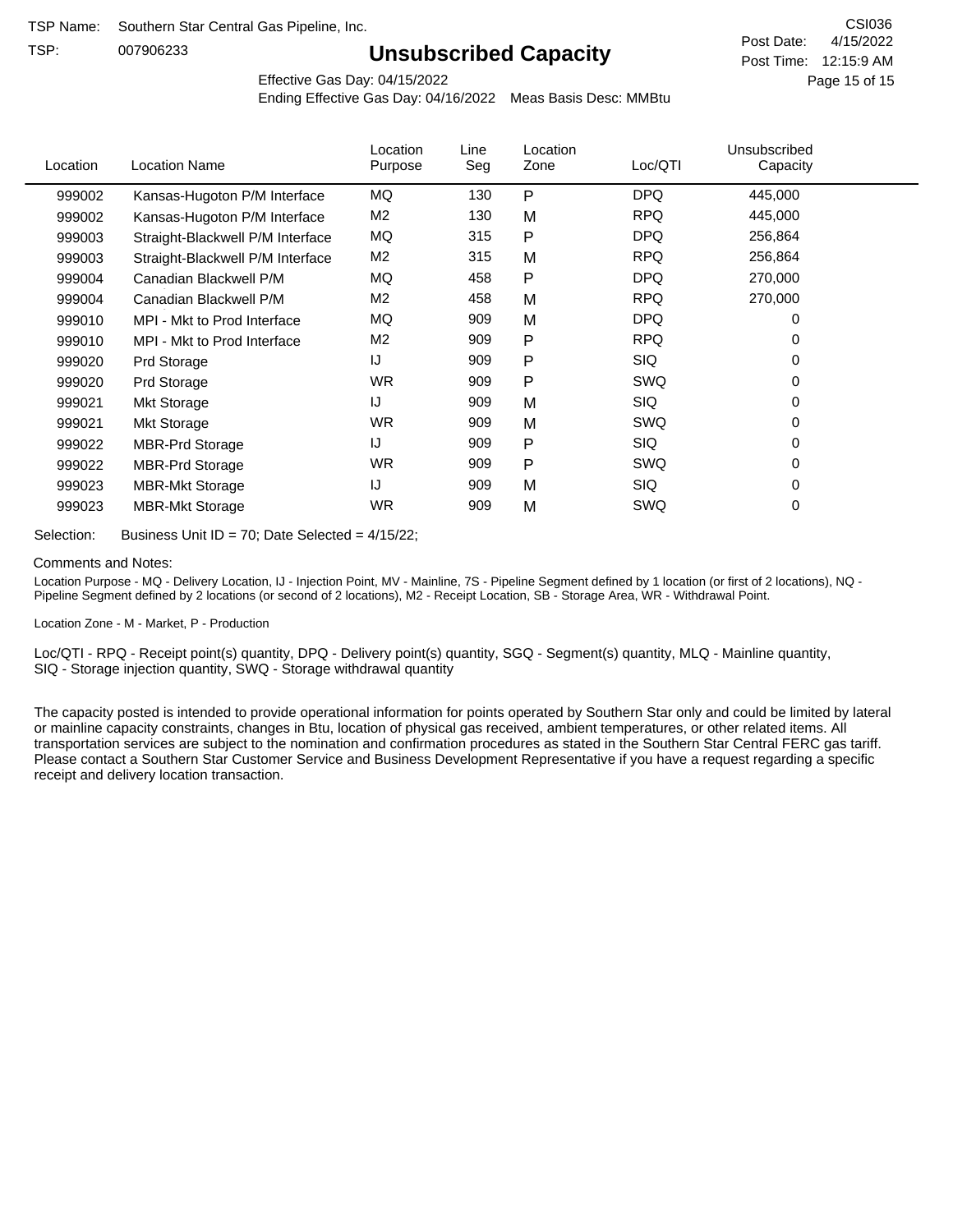TSP Name: Southern Star Central Gas Pipeline, Inc.

TSP: 007906233

# Unsubscribed Capacity

CSI036

Post Date: 4/15/2022

Post Time: 12:15:9 AM

Effective Gas Day: 04/15/2022

Ending Effective Gas Day: 04/16/2022 Meas Basis Desc: MMBtu

| Location | Location Name | Location Purpose | Line Seg | Location Zone | Loc/QTI | Unsubscribed Capacity |
|---|---|---|---|---|---|---|
| 999002 | Kansas-Hugoton P/M Interface | MQ | 130 | P | DPQ | 445,000 |
| 999002 | Kansas-Hugoton P/M Interface | M2 | 130 | M | RPQ | 445,000 |
| 999003 | Straight-Blackwell P/M Interface | MQ | 315 | P | DPQ | 256,864 |
| 999003 | Straight-Blackwell P/M Interface | M2 | 315 | M | RPQ | 256,864 |
| 999004 | Canadian Blackwell P/M | MQ | 458 | P | DPQ | 270,000 |
| 999004 | Canadian Blackwell P/M | M2 | 458 | M | RPQ | 270,000 |
| 999010 | MPI - Mkt to Prod Interface | MQ | 909 | M | DPQ | 0 |
| 999010 | MPI - Mkt to Prod Interface | M2 | 909 | P | RPQ | 0 |
| 999020 | Prd Storage | IJ | 909 | P | SIQ | 0 |
| 999020 | Prd Storage | WR | 909 | P | SWQ | 0 |
| 999021 | Mkt Storage | IJ | 909 | M | SIQ | 0 |
| 999021 | Mkt Storage | WR | 909 | M | SWQ | 0 |
| 999022 | MBR-Prd Storage | IJ | 909 | P | SIQ | 0 |
| 999022 | MBR-Prd Storage | WR | 909 | P | SWQ | 0 |
| 999023 | MBR-Mkt Storage | IJ | 909 | M | SIQ | 0 |
| 999023 | MBR-Mkt Storage | WR | 909 | M | SWQ | 0 |

Selection: Business Unit ID = 70; Date Selected = 4/15/22;

Comments and Notes:

Location Purpose - MQ - Delivery Location, IJ - Injection Point, MV - Mainline, 7S - Pipeline Segment defined by 1 location (or first of 2 locations), NQ - Pipeline Segment defined by 2 locations (or second of 2 locations), M2 - Receipt Location, SB - Storage Area, WR - Withdrawal Point.

Location Zone - M - Market, P - Production

Loc/QTI - RPQ - Receipt point(s) quantity, DPQ - Delivery point(s) quantity, SGQ - Segment(s) quantity, MLQ - Mainline quantity, SIQ - Storage injection quantity, SWQ - Storage withdrawal quantity

The capacity posted is intended to provide operational information for points operated by Southern Star only and could be limited by lateral or mainline capacity constraints, changes in Btu, location of physical gas received, ambient temperatures, or other related items. All transportation services are subject to the nomination and confirmation procedures as stated in the Southern Star Central FERC gas tariff. Please contact a Southern Star Customer Service and Business Development Representative if you have a request regarding a specific receipt and delivery location transaction.